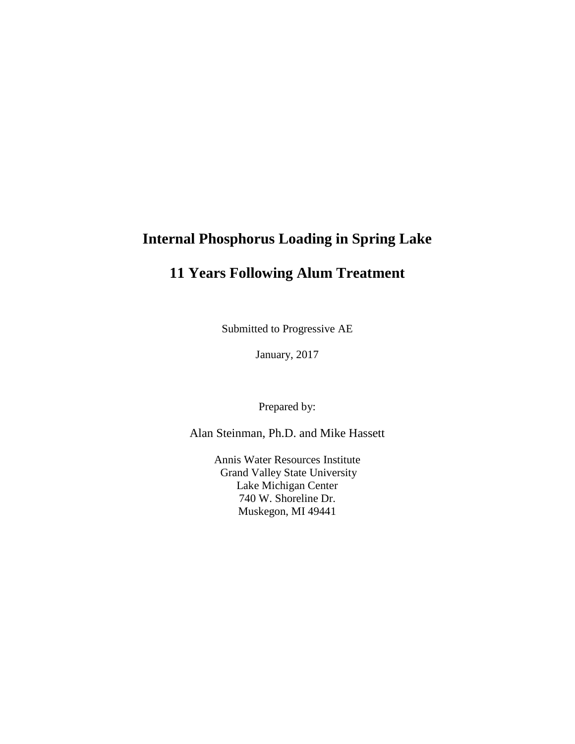# Internal Phosphorus Loading in Spring Lake

# 11 Years Following Alum Treatment

Submitted to Progressive AE

January, 2017

Prepared by:

Alan Steinman, Ph.D. and Mike Hassett

Annis Water Resources Institute
Grand Valley State University
Lake Michigan Center
740 W. Shoreline Dr.
Muskegon, MI 49441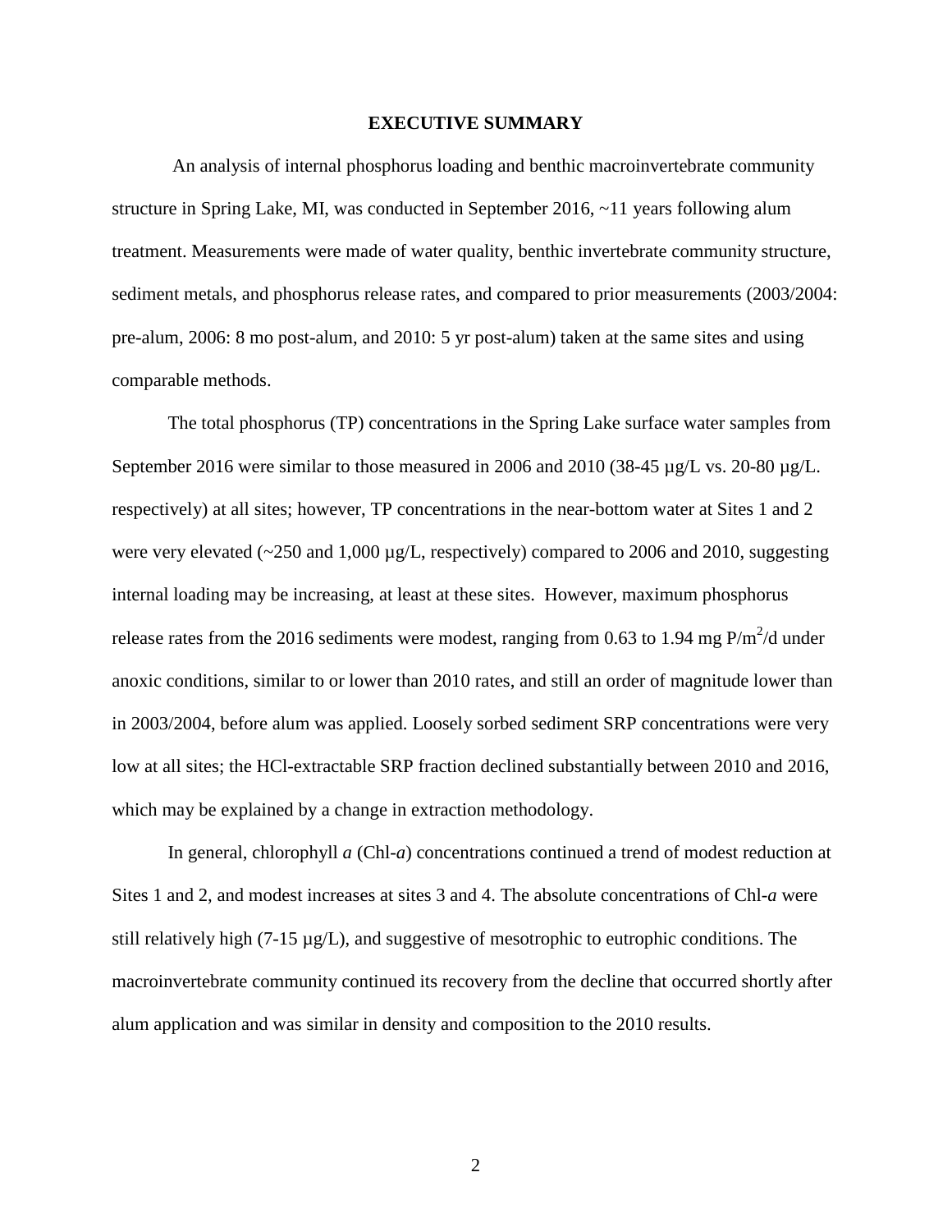# EXECUTIVE SUMMARY

An analysis of internal phosphorus loading and benthic macroinvertebrate community structure in Spring Lake, MI, was conducted in September 2016, ~11 years following alum treatment. Measurements were made of water quality, benthic invertebrate community structure, sediment metals, and phosphorus release rates, and compared to prior measurements (2003/2004: pre-alum, 2006: 8 mo post-alum, and 2010: 5 yr post-alum) taken at the same sites and using comparable methods.

The total phosphorus (TP) concentrations in the Spring Lake surface water samples from September 2016 were similar to those measured in 2006 and 2010 (38-45 µg/L vs. 20-80 µg/L. respectively) at all sites; however, TP concentrations in the near-bottom water at Sites 1 and 2 were very elevated (~250 and 1,000 µg/L, respectively) compared to 2006 and 2010, suggesting internal loading may be increasing, at least at these sites. However, maximum phosphorus release rates from the 2016 sediments were modest, ranging from 0.63 to 1.94 mg $P/m^2/d$ under anoxic conditions, similar to or lower than 2010 rates, and still an order of magnitude lower than in 2003/2004, before alum was applied. Loosely sorbed sediment SRP concentrations were very low at all sites; the HCl-extractable SRP fraction declined substantially between 2010 and 2016, which may be explained by a change in extraction methodology.

In general, chlorophyll *a* (Chl-*a*) concentrations continued a trend of modest reduction at Sites 1 and 2, and modest increases at sites 3 and 4. The absolute concentrations of Chl-*a* were still relatively high (7-15 µg/L), and suggestive of mesotrophic to eutrophic conditions. The macroinvertebrate community continued its recovery from the decline that occurred shortly after alum application and was similar in density and composition to the 2010 results.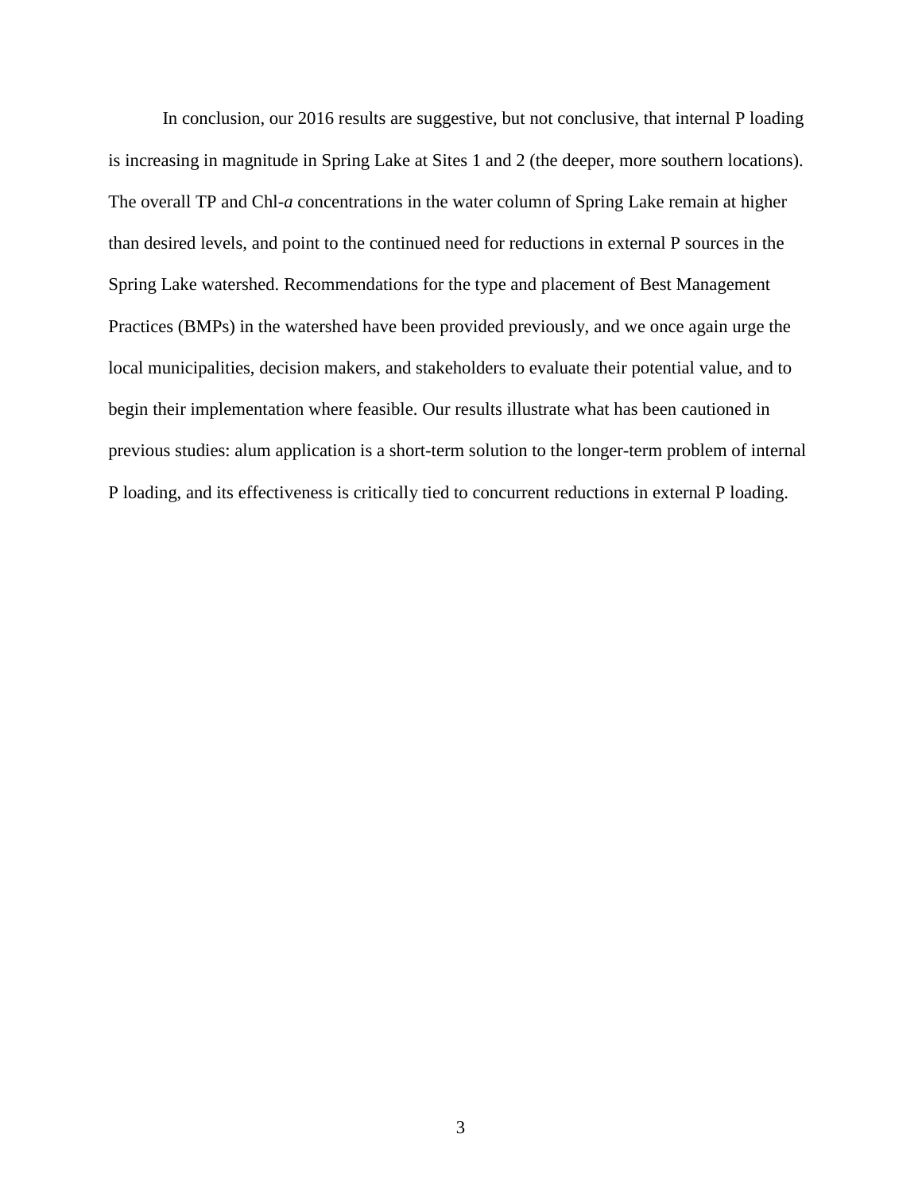In conclusion, our 2016 results are suggestive, but not conclusive, that internal P loading is increasing in magnitude in Spring Lake at Sites 1 and 2 (the deeper, more southern locations). The overall TP and Chl-*a* concentrations in the water column of Spring Lake remain at higher than desired levels, and point to the continued need for reductions in external P sources in the Spring Lake watershed. Recommendations for the type and placement of Best Management Practices (BMPs) in the watershed have been provided previously, and we once again urge the local municipalities, decision makers, and stakeholders to evaluate their potential value, and to begin their implementation where feasible. Our results illustrate what has been cautioned in previous studies: alum application is a short-term solution to the longer-term problem of internal P loading, and its effectiveness is critically tied to concurrent reductions in external P loading.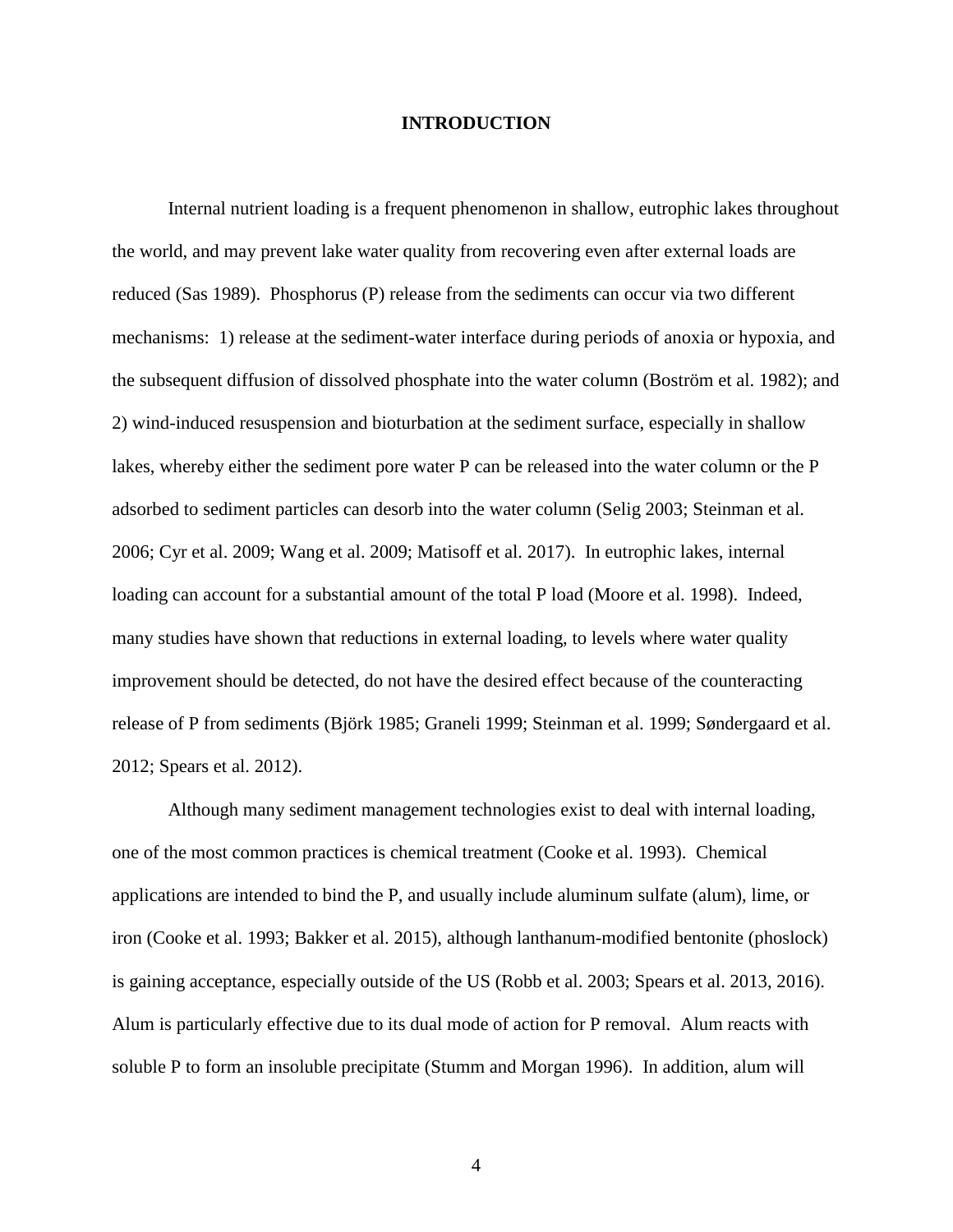# INTRODUCTION

Internal nutrient loading is a frequent phenomenon in shallow, eutrophic lakes throughout the world, and may prevent lake water quality from recovering even after external loads are reduced (Sas 1989). Phosphorus (P) release from the sediments can occur via two different mechanisms: 1) release at the sediment-water interface during periods of anoxia or hypoxia, and the subsequent diffusion of dissolved phosphate into the water column (Boström et al. 1982); and 2) wind-induced resuspension and bioturbation at the sediment surface, especially in shallow lakes, whereby either the sediment pore water P can be released into the water column or the P adsorbed to sediment particles can desorb into the water column (Selig 2003; Steinman et al. 2006; Cyr et al. 2009; Wang et al. 2009; Matisoff et al. 2017). In eutrophic lakes, internal loading can account for a substantial amount of the total P load (Moore et al. 1998). Indeed, many studies have shown that reductions in external loading, to levels where water quality improvement should be detected, do not have the desired effect because of the counteracting release of P from sediments (Björk 1985; Graneli 1999; Steinman et al. 1999; Søndergaard et al. 2012; Spears et al. 2012).

Although many sediment management technologies exist to deal with internal loading, one of the most common practices is chemical treatment (Cooke et al. 1993). Chemical applications are intended to bind the P, and usually include aluminum sulfate (alum), lime, or iron (Cooke et al. 1993; Bakker et al. 2015), although lanthanum-modified bentonite (phoslock) is gaining acceptance, especially outside of the US (Robb et al. 2003; Spears et al. 2013, 2016). Alum is particularly effective due to its dual mode of action for P removal. Alum reacts with soluble P to form an insoluble precipitate (Stumm and Morgan 1996). In addition, alum will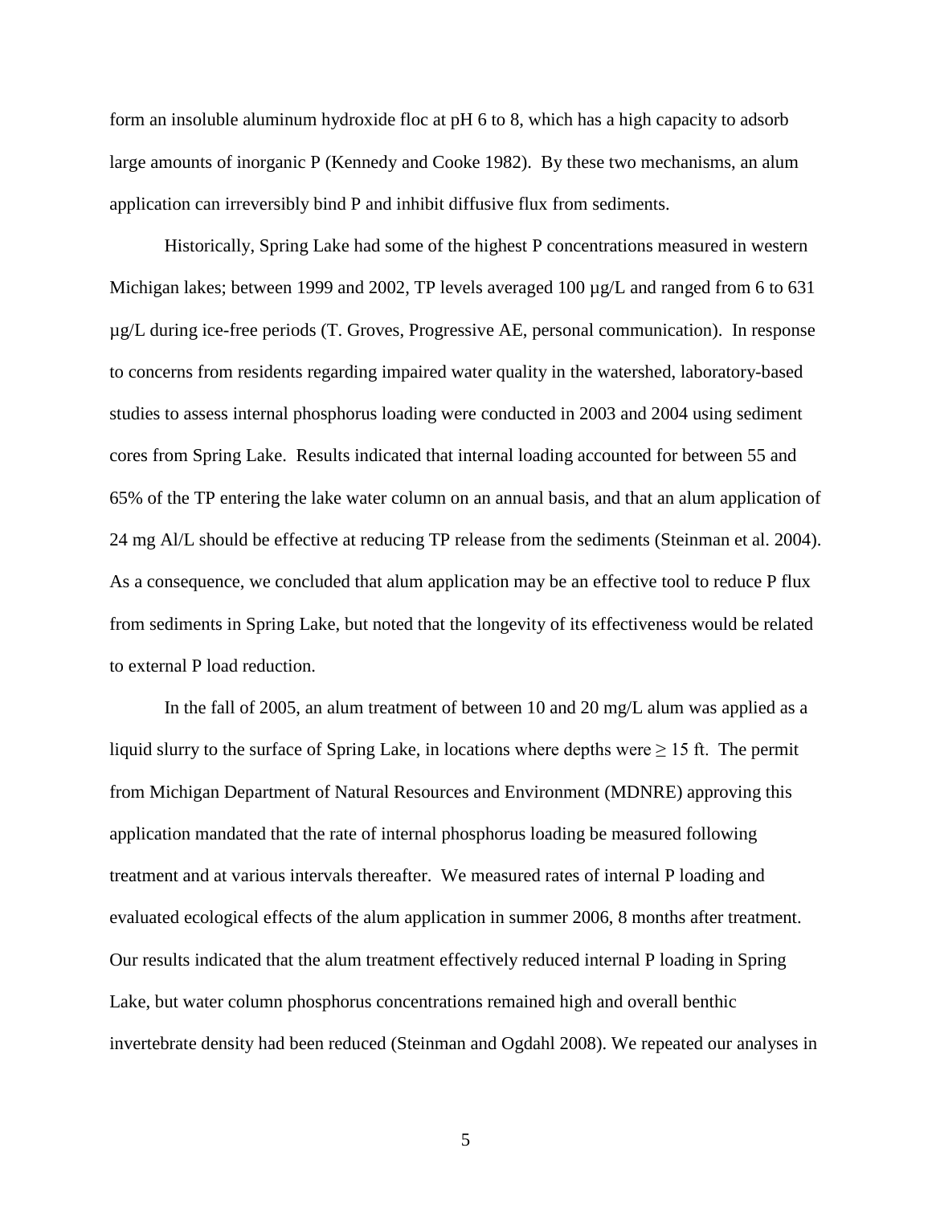form an insoluble aluminum hydroxide floc at pH 6 to 8, which has a high capacity to adsorb large amounts of inorganic P (Kennedy and Cooke 1982). By these two mechanisms, an alum application can irreversibly bind P and inhibit diffusive flux from sediments.

Historically, Spring Lake had some of the highest P concentrations measured in western Michigan lakes; between 1999 and 2002, TP levels averaged 100 µg/L and ranged from 6 to 631 µg/L during ice-free periods (T. Groves, Progressive AE, personal communication). In response to concerns from residents regarding impaired water quality in the watershed, laboratory-based studies to assess internal phosphorus loading were conducted in 2003 and 2004 using sediment cores from Spring Lake. Results indicated that internal loading accounted for between 55 and 65% of the TP entering the lake water column on an annual basis, and that an alum application of 24 mg Al/L should be effective at reducing TP release from the sediments (Steinman et al. 2004). As a consequence, we concluded that alum application may be an effective tool to reduce P flux from sediments in Spring Lake, but noted that the longevity of its effectiveness would be related to external P load reduction.

In the fall of 2005, an alum treatment of between 10 and 20 mg/L alum was applied as a liquid slurry to the surface of Spring Lake, in locations where depths were $\geq$ 15 ft. The permit from Michigan Department of Natural Resources and Environment (MDNRE) approving this application mandated that the rate of internal phosphorus loading be measured following treatment and at various intervals thereafter. We measured rates of internal P loading and evaluated ecological effects of the alum application in summer 2006, 8 months after treatment. Our results indicated that the alum treatment effectively reduced internal P loading in Spring Lake, but water column phosphorus concentrations remained high and overall benthic invertebrate density had been reduced (Steinman and Ogdahl 2008). We repeated our analyses in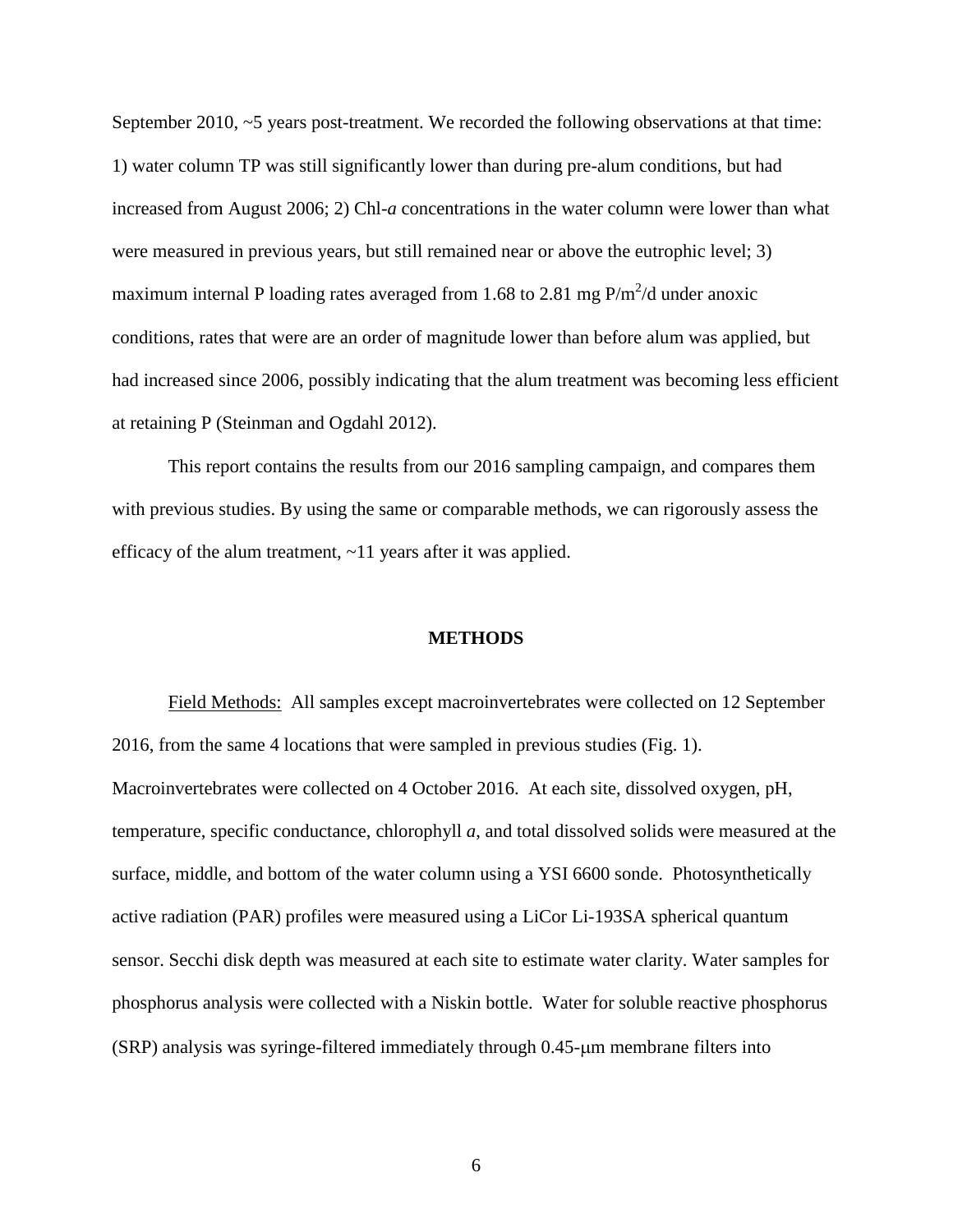September 2010, ~5 years post-treatment. We recorded the following observations at that time: 1) water column TP was still significantly lower than during pre-alum conditions, but had increased from August 2006; 2) Chl-*a* concentrations in the water column were lower than what were measured in previous years, but still remained near or above the eutrophic level; 3) maximum internal P loading rates averaged from 1.68 to 2.81 mg P/$m^2$/d under anoxic conditions, rates that were are an order of magnitude lower than before alum was applied, but had increased since 2006, possibly indicating that the alum treatment was becoming less efficient at retaining P (Steinman and Ogdahl 2012).

This report contains the results from our 2016 sampling campaign, and compares them with previous studies. By using the same or comparable methods, we can rigorously assess the efficacy of the alum treatment, ~11 years after it was applied.

## METHODS

Field Methods: All samples except macroinvertebrates were collected on 12 September 2016, from the same 4 locations that were sampled in previous studies (Fig. 1). Macroinvertebrates were collected on 4 October 2016. At each site, dissolved oxygen, pH, temperature, specific conductance, chlorophyll *a*, and total dissolved solids were measured at the surface, middle, and bottom of the water column using a YSI 6600 sonde. Photosynthetically active radiation (PAR) profiles were measured using a LiCor Li-193SA spherical quantum sensor. Secchi disk depth was measured at each site to estimate water clarity. Water samples for phosphorus analysis were collected with a Niskin bottle. Water for soluble reactive phosphorus (SRP) analysis was syringe-filtered immediately through 0.45-μm membrane filters into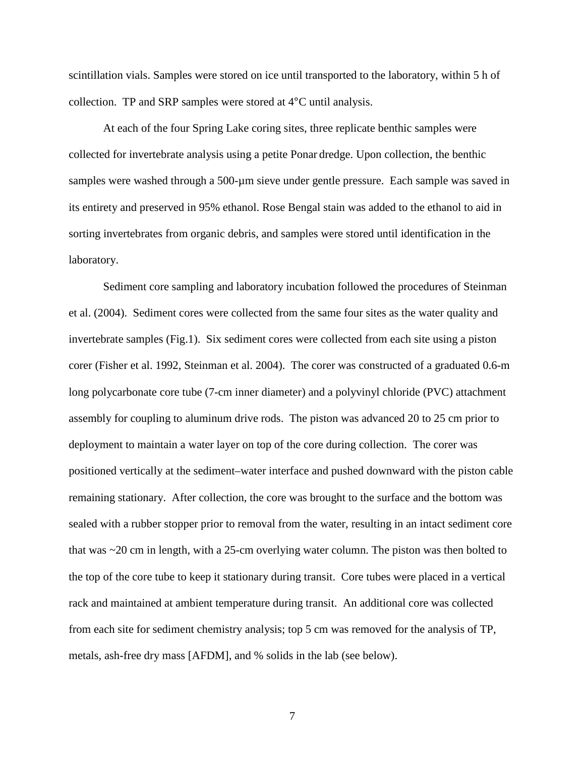scintillation vials. Samples were stored on ice until transported to the laboratory, within 5 h of collection. TP and SRP samples were stored at 4°C until analysis.

At each of the four Spring Lake coring sites, three replicate benthic samples were collected for invertebrate analysis using a petite Ponar dredge. Upon collection, the benthic samples were washed through a 500-µm sieve under gentle pressure. Each sample was saved in its entirety and preserved in 95% ethanol. Rose Bengal stain was added to the ethanol to aid in sorting invertebrates from organic debris, and samples were stored until identification in the laboratory.

Sediment core sampling and laboratory incubation followed the procedures of Steinman et al. (2004). Sediment cores were collected from the same four sites as the water quality and invertebrate samples (Fig.1). Six sediment cores were collected from each site using a piston corer (Fisher et al. 1992, Steinman et al. 2004). The corer was constructed of a graduated 0.6-m long polycarbonate core tube (7-cm inner diameter) and a polyvinyl chloride (PVC) attachment assembly for coupling to aluminum drive rods. The piston was advanced 20 to 25 cm prior to deployment to maintain a water layer on top of the core during collection. The corer was positioned vertically at the sediment–water interface and pushed downward with the piston cable remaining stationary. After collection, the core was brought to the surface and the bottom was sealed with a rubber stopper prior to removal from the water, resulting in an intact sediment core that was ~20 cm in length, with a 25-cm overlying water column. The piston was then bolted to the top of the core tube to keep it stationary during transit. Core tubes were placed in a vertical rack and maintained at ambient temperature during transit. An additional core was collected from each site for sediment chemistry analysis; top 5 cm was removed for the analysis of TP, metals, ash-free dry mass [AFDM], and % solids in the lab (see below).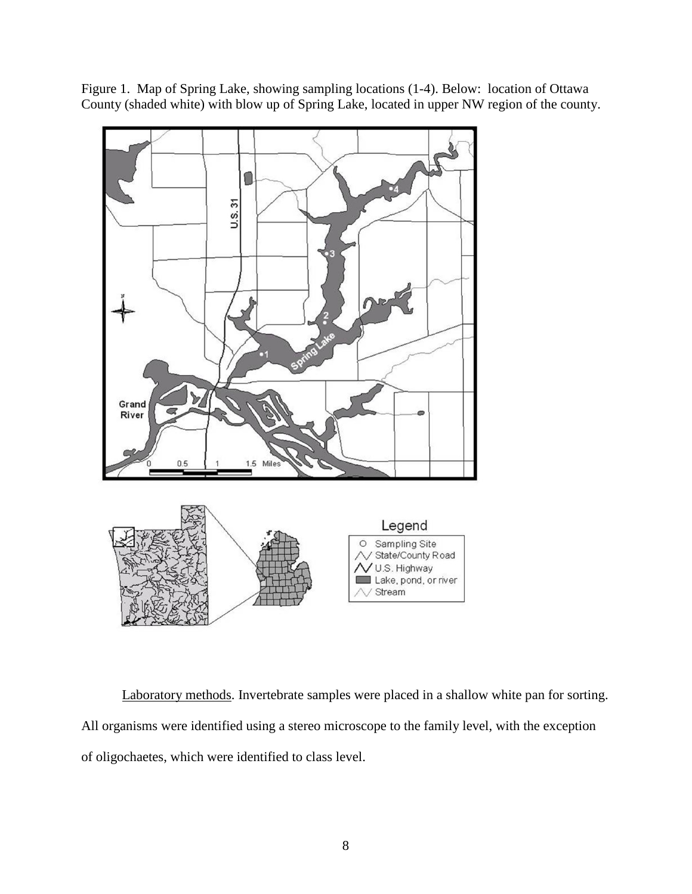Figure 1. Map of Spring Lake, showing sampling locations (1-4). Below: location of Ottawa County (shaded white) with blow up of Spring Lake, located in upper NW region of the county.

Laboratory methods. Invertebrate samples were placed in a shallow white pan for sorting. All organisms were identified using a stereo microscope to the family level, with the exception of oligochaetes, which were identified to class level.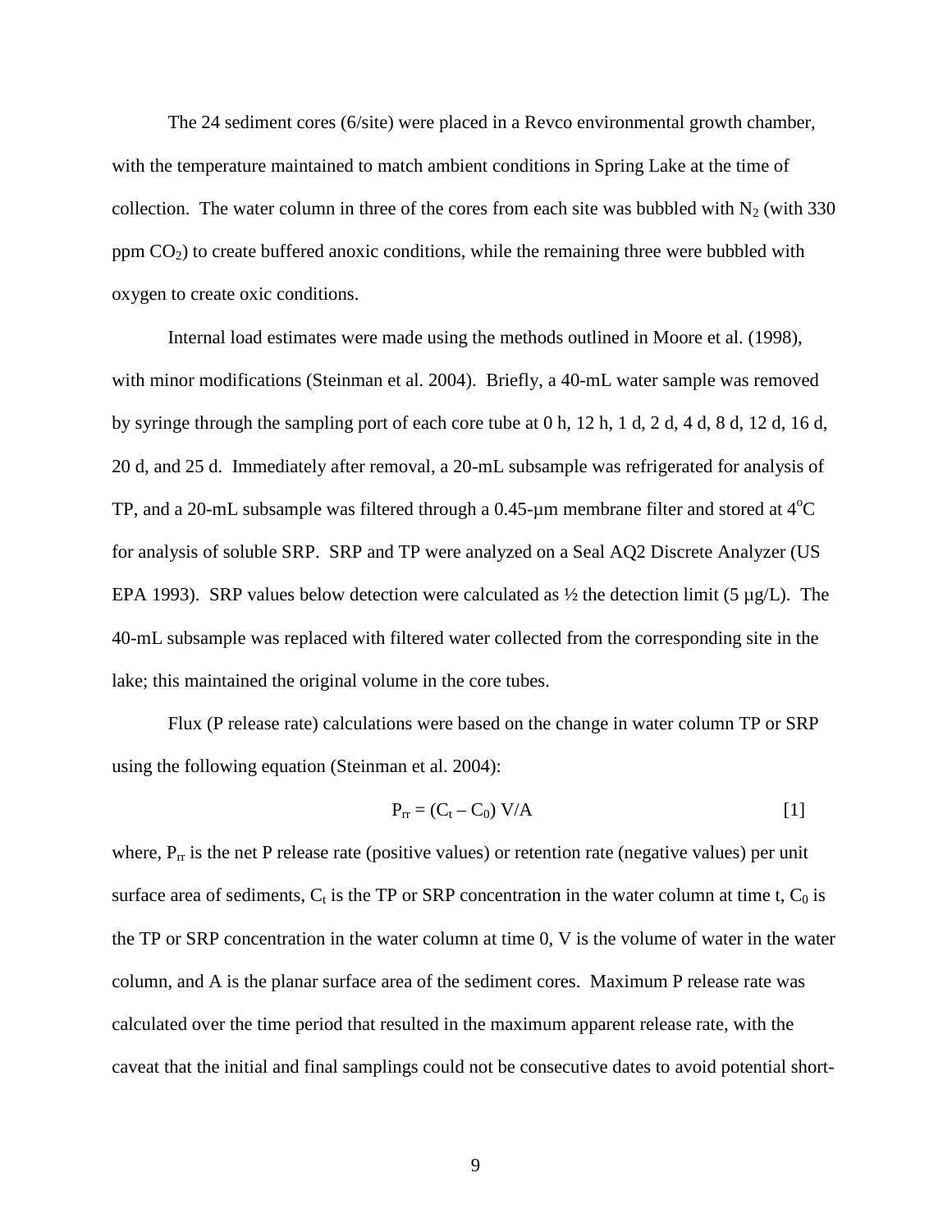The 24 sediment cores (6/site) were placed in a Revco environmental growth chamber, with the temperature maintained to match ambient conditions in Spring Lake at the time of collection. The water column in three of the cores from each site was bubbled with $N_2$ (with 330 ppm $CO_2$) to create buffered anoxic conditions, while the remaining three were bubbled with oxygen to create oxic conditions.

Internal load estimates were made using the methods outlined in Moore et al. (1998), with minor modifications (Steinman et al. 2004). Briefly, a 40-mL water sample was removed by syringe through the sampling port of each core tube at 0 h, 12 h, 1 d, 2 d, 4 d, 8 d, 12 d, 16 d, 20 d, and 25 d. Immediately after removal, a 20-mL subsample was refrigerated for analysis of TP, and a 20-mL subsample was filtered through a 0.45-µm membrane filter and stored at $4^{o}C$ for analysis of soluble SRP. SRP and TP were analyzed on a Seal AQ2 Discrete Analyzer (US EPA 1993). SRP values below detection were calculated as ½ the detection limit (5 µg/L). The 40-mL subsample was replaced with filtered water collected from the corresponding site in the lake; this maintained the original volume in the core tubes.

Flux (P release rate) calculations were based on the change in water column TP or SRP using the following equation (Steinman et al. 2004):

$$P_{rr} = (C_t - C_0)\ V/A \qquad [1]$$

where, $P_{rr}$ is the net P release rate (positive values) or retention rate (negative values) per unit surface area of sediments, $C_t$ is the TP or SRP concentration in the water column at time t, $C_0$ is the TP or SRP concentration in the water column at time 0, V is the volume of water in the water column, and A is the planar surface area of the sediment cores. Maximum P release rate was calculated over the time period that resulted in the maximum apparent release rate, with the caveat that the initial and final samplings could not be consecutive dates to avoid potential short-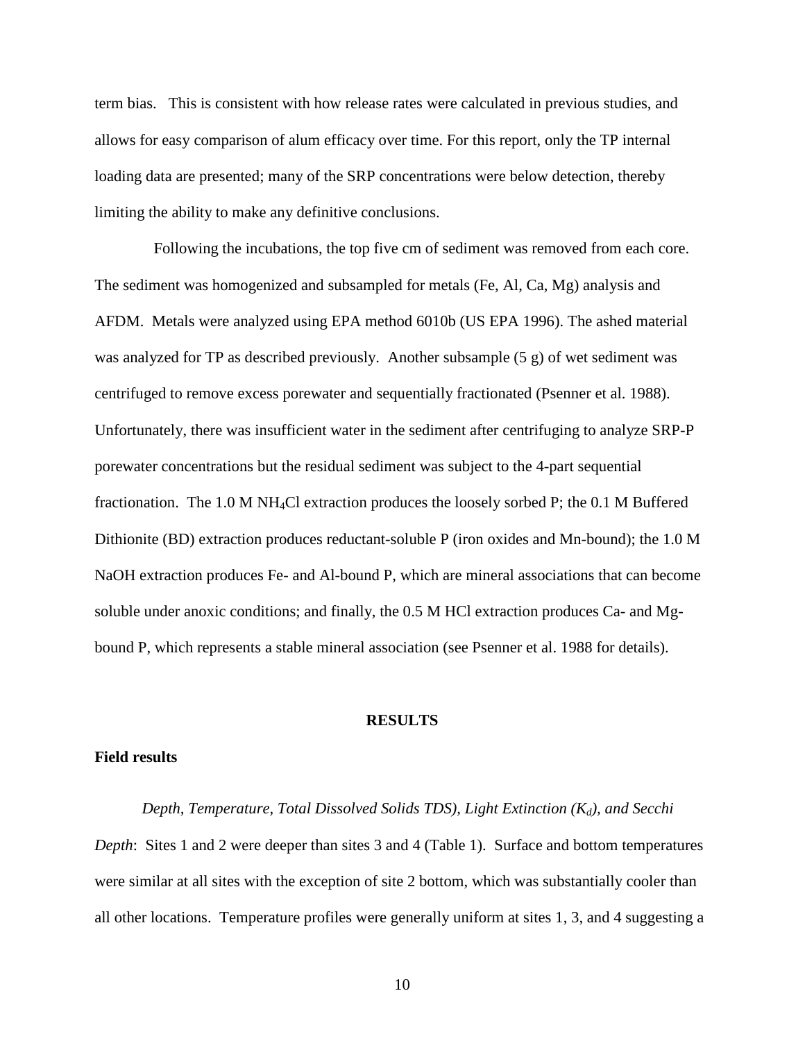term bias. This is consistent with how release rates were calculated in previous studies, and allows for easy comparison of alum efficacy over time. For this report, only the TP internal loading data are presented; many of the SRP concentrations were below detection, thereby limiting the ability to make any definitive conclusions.

Following the incubations, the top five cm of sediment was removed from each core. The sediment was homogenized and subsampled for metals (Fe, Al, Ca, Mg) analysis and AFDM. Metals were analyzed using EPA method 6010b (US EPA 1996). The ashed material was analyzed for TP as described previously. Another subsample (5 g) of wet sediment was centrifuged to remove excess porewater and sequentially fractionated (Psenner et al. 1988). Unfortunately, there was insufficient water in the sediment after centrifuging to analyze SRP-P porewater concentrations but the residual sediment was subject to the 4-part sequential fractionation. The 1.0 M $NH_4Cl$ extraction produces the loosely sorbed P; the 0.1 M Buffered Dithionite (BD) extraction produces reductant-soluble P (iron oxides and Mn-bound); the 1.0 M NaOH extraction produces Fe- and Al-bound P, which are mineral associations that can become soluble under anoxic conditions; and finally, the 0.5 M HCl extraction produces Ca- and Mg-bound P, which represents a stable mineral association (see Psenner et al. 1988 for details).

## RESULTS

### Field results

*Depth, Temperature, Total Dissolved Solids TDS), Light Extinction ($K_d$), and Secchi Depth*: Sites 1 and 2 were deeper than sites 3 and 4 (Table 1). Surface and bottom temperatures were similar at all sites with the exception of site 2 bottom, which was substantially cooler than all other locations. Temperature profiles were generally uniform at sites 1, 3, and 4 suggesting a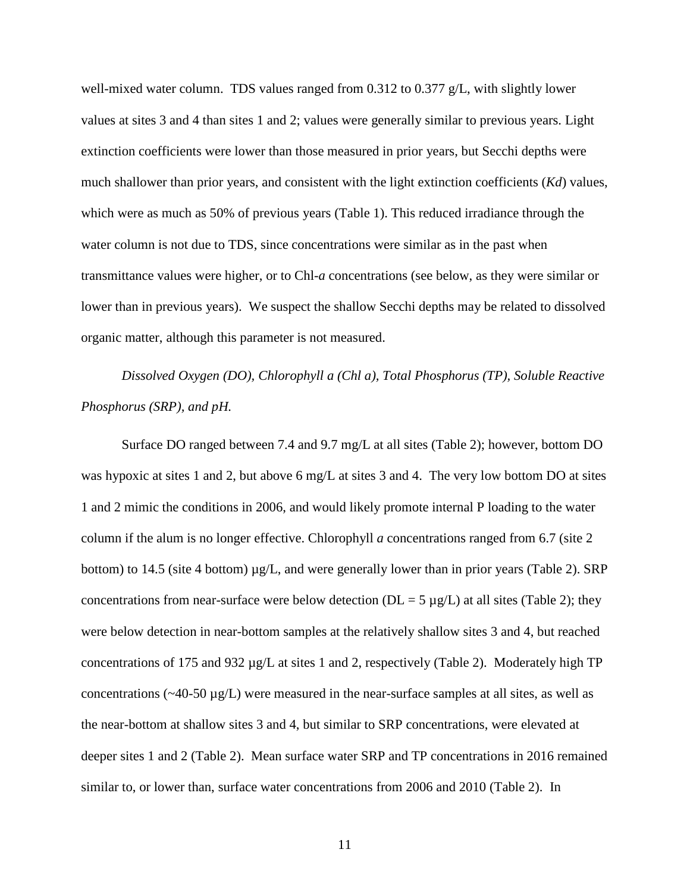well-mixed water column. TDS values ranged from 0.312 to 0.377 g/L, with slightly lower values at sites 3 and 4 than sites 1 and 2; values were generally similar to previous years. Light extinction coefficients were lower than those measured in prior years, but Secchi depths were much shallower than prior years, and consistent with the light extinction coefficients (*Kd*) values, which were as much as 50% of previous years (Table 1). This reduced irradiance through the water column is not due to TDS, since concentrations were similar as in the past when transmittance values were higher, or to Chl-*a* concentrations (see below, as they were similar or lower than in previous years). We suspect the shallow Secchi depths may be related to dissolved organic matter, although this parameter is not measured.

*Dissolved Oxygen (DO), Chlorophyll a (Chl a), Total Phosphorus (TP), Soluble Reactive Phosphorus (SRP), and pH.*

Surface DO ranged between 7.4 and 9.7 mg/L at all sites (Table 2); however, bottom DO was hypoxic at sites 1 and 2, but above 6 mg/L at sites 3 and 4. The very low bottom DO at sites 1 and 2 mimic the conditions in 2006, and would likely promote internal P loading to the water column if the alum is no longer effective. Chlorophyll *a* concentrations ranged from 6.7 (site 2 bottom) to 14.5 (site 4 bottom) µg/L, and were generally lower than in prior years (Table 2). SRP concentrations from near-surface were below detection (DL = 5 µg/L) at all sites (Table 2); they were below detection in near-bottom samples at the relatively shallow sites 3 and 4, but reached concentrations of 175 and 932 µg/L at sites 1 and 2, respectively (Table 2). Moderately high TP concentrations (~40-50 µg/L) were measured in the near-surface samples at all sites, as well as the near-bottom at shallow sites 3 and 4, but similar to SRP concentrations, were elevated at deeper sites 1 and 2 (Table 2). Mean surface water SRP and TP concentrations in 2016 remained similar to, or lower than, surface water concentrations from 2006 and 2010 (Table 2). In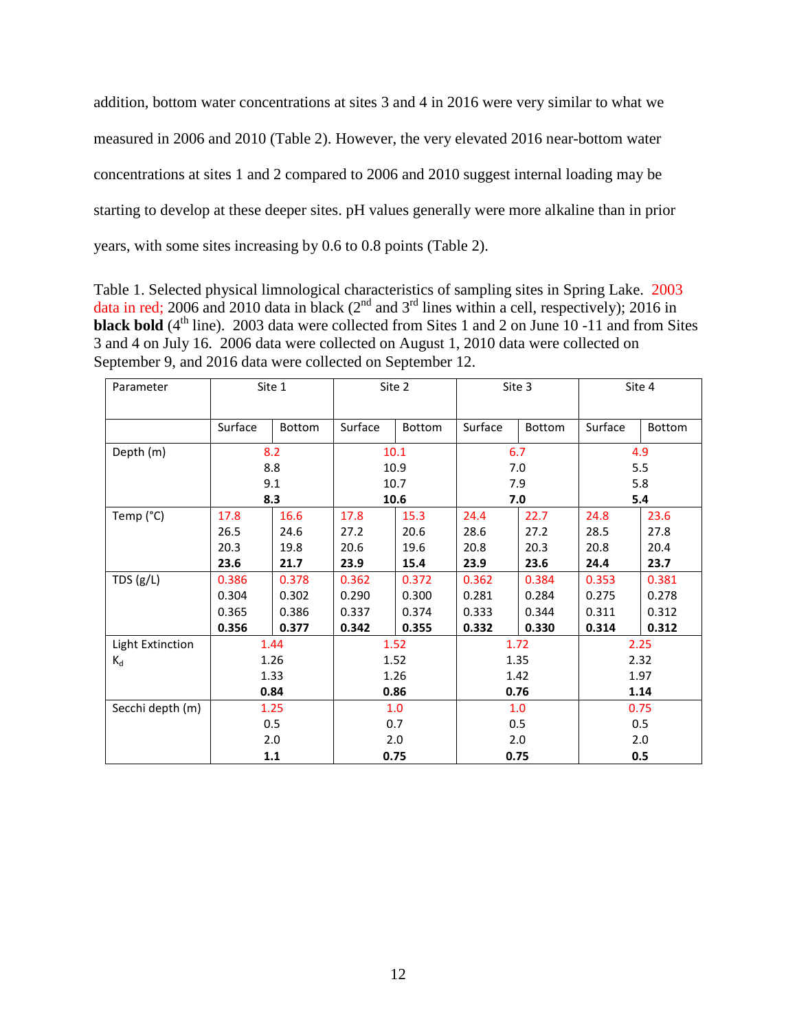addition, bottom water concentrations at sites 3 and 4 in 2016 were very similar to what we measured in 2006 and 2010 (Table 2). However, the very elevated 2016 near-bottom water concentrations at sites 1 and 2 compared to 2006 and 2010 suggest internal loading may be starting to develop at these deeper sites. pH values generally were more alkaline than in prior years, with some sites increasing by 0.6 to 0.8 points (Table 2).

Table 1. Selected physical limnological characteristics of sampling sites in Spring Lake. 2003 data in red; 2006 and 2010 data in black (2nd and 3rd lines within a cell, respectively); 2016 in **black bold** (4th line). 2003 data were collected from Sites 1 and 2 on June 10 -11 and from Sites 3 and 4 on July 16. 2006 data were collected on August 1, 2010 data were collected on September 9, and 2016 data were collected on September 12.

| Parameter | Site 1 | | Site 2 | | Site 3 | | Site 4 | |
|---|---|---|---|---|---|---|---|---|
| | Surface | Bottom | Surface | Bottom | Surface | Bottom | Surface | Bottom |
| Depth (m) | 8.2<br>8.8<br>9.1<br>**8.3** | | 10.1<br>10.9<br>10.7<br>**10.6** | | 6.7<br>7.0<br>7.9<br>**7.0** | | 4.9<br>5.5<br>5.8<br>**5.4** | |
| Temp (°C) | 17.8<br>26.5<br>20.3<br>**23.6** | 16.6<br>24.6<br>19.8<br>**21.7** | 17.8<br>27.2<br>20.6<br>**23.9** | 15.3<br>20.6<br>19.6<br>**15.4** | 24.4<br>28.6<br>20.8<br>**23.9** | 22.7<br>27.2<br>20.3<br>**23.6** | 24.8<br>28.5<br>20.8<br>**24.4** | 23.6<br>27.8<br>20.4<br>**23.7** |
| TDS (g/L) | 0.386<br>0.304<br>0.365<br>**0.356** | 0.378<br>0.302<br>0.386<br>**0.377** | 0.362<br>0.290<br>0.337<br>**0.342** | 0.372<br>0.300<br>0.374<br>**0.355** | 0.362<br>0.281<br>0.333<br>**0.332** | 0.384<br>0.284<br>0.344<br>**0.330** | 0.353<br>0.275<br>0.311<br>**0.314** | 0.381<br>0.278<br>0.312<br>**0.312** |
| Light Extinction $K_d$ | 1.44<br>1.26<br>1.33<br>**0.84** | | 1.52<br>1.52<br>1.26<br>**0.86** | | 1.72<br>1.35<br>1.42<br>**0.76** | | 2.25<br>2.32<br>1.97<br>**1.14** | |
| Secchi depth (m) | 1.25<br>0.5<br>2.0<br>**1.1** | | 1.0<br>0.7<br>2.0<br>**0.75** | | 1.0<br>0.5<br>2.0<br>**0.75** | | 0.75<br>0.5<br>2.0<br>**0.5** | |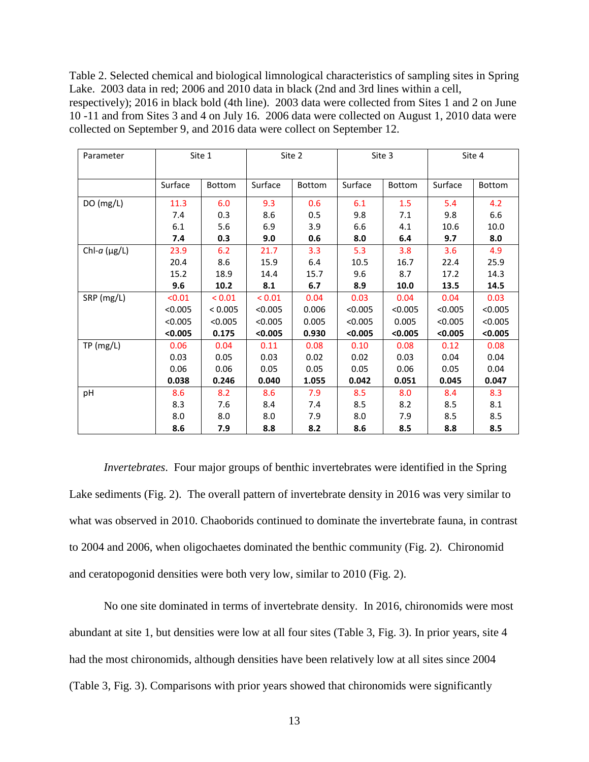Table 2. Selected chemical and biological limnological characteristics of sampling sites in Spring Lake. 2003 data in red; 2006 and 2010 data in black (2nd and 3rd lines within a cell, respectively); 2016 in black bold (4th line). 2003 data were collected from Sites 1 and 2 on June 10 -11 and from Sites 3 and 4 on July 16. 2006 data were collected on August 1, 2010 data were collected on September 9, and 2016 data were collect on September 12.

| Parameter | Site 1 | | Site 2 | | Site 3 | | Site 4 | |
|---|---|---|---|---|---|---|---|---|
| | Surface | Bottom | Surface | Bottom | Surface | Bottom | Surface | Bottom |
| DO (mg/L) | 11.3<br>7.4<br>6.1<br>**7.4** | 6.0<br>0.3<br>5.6<br>**0.3** | 9.3<br>8.6<br>6.9<br>**9.0** | 0.6<br>0.5<br>3.9<br>**0.6** | 6.1<br>9.8<br>6.6<br>**8.0** | 1.5<br>7.1<br>4.1<br>**6.4** | 5.4<br>9.8<br>10.6<br>**9.7** | 4.2<br>6.6<br>10.0<br>**8.0** |
| Chl-*a* (µg/L) | 23.9<br>20.4<br>15.2<br>**9.6** | 6.2<br>8.6<br>18.9<br>**10.2** | 21.7<br>15.9<br>14.4<br>**8.1** | 3.3<br>6.4<br>15.7<br>**6.7** | 5.3<br>10.5<br>9.6<br>**8.9** | 3.8<br>16.7<br>8.7<br>**10.0** | 3.6<br>22.4<br>17.2<br>**13.5** | 4.9<br>25.9<br>14.3<br>**14.5** |
| SRP (mg/L) | <0.01<br><0.005<br><0.005<br>**<0.005** | < 0.01<br>< 0.005<br><0.005<br>**0.175** | < 0.01<br><0.005<br><0.005<br>**<0.005** | 0.04<br>0.006<br>0.005<br>**0.930** | 0.03<br><0.005<br><0.005<br>**<0.005** | 0.04<br><0.005<br>0.005<br>**<0.005** | 0.04<br><0.005<br><0.005<br>**<0.005** | 0.03<br><0.005<br><0.005<br>**<0.005** |
| TP (mg/L) | 0.06<br>0.03<br>0.06<br>**0.038** | 0.04<br>0.05<br>0.06<br>**0.246** | 0.11<br>0.03<br>0.05<br>**0.040** | 0.08<br>0.02<br>0.05<br>**1.055** | 0.10<br>0.02<br>0.05<br>**0.042** | 0.08<br>0.03<br>0.06<br>**0.051** | 0.12<br>0.04<br>0.05<br>**0.045** | 0.08<br>0.04<br>0.04<br>**0.047** |
| pH | 8.6<br>8.3<br>8.0<br>**8.6** | 8.2<br>7.6<br>8.0<br>**7.9** | 8.6<br>8.4<br>8.0<br>**8.8** | 7.9<br>7.4<br>7.9<br>**8.2** | 8.5<br>8.5<br>8.0<br>**8.6** | 8.0<br>8.2<br>7.9<br>**8.5** | 8.4<br>8.5<br>8.5<br>**8.8** | 8.3<br>8.1<br>8.5<br>**8.5** |

*Invertebrates*. Four major groups of benthic invertebrates were identified in the Spring Lake sediments (Fig. 2). The overall pattern of invertebrate density in 2016 was very similar to what was observed in 2010. Chaoborids continued to dominate the invertebrate fauna, in contrast to 2004 and 2006, when oligochaetes dominated the benthic community (Fig. 2). Chironomid and ceratopogonid densities were both very low, similar to 2010 (Fig. 2).

No one site dominated in terms of invertebrate density. In 2016, chironomids were most abundant at site 1, but densities were low at all four sites (Table 3, Fig. 3). In prior years, site 4 had the most chironomids, although densities have been relatively low at all sites since 2004 (Table 3, Fig. 3). Comparisons with prior years showed that chironomids were significantly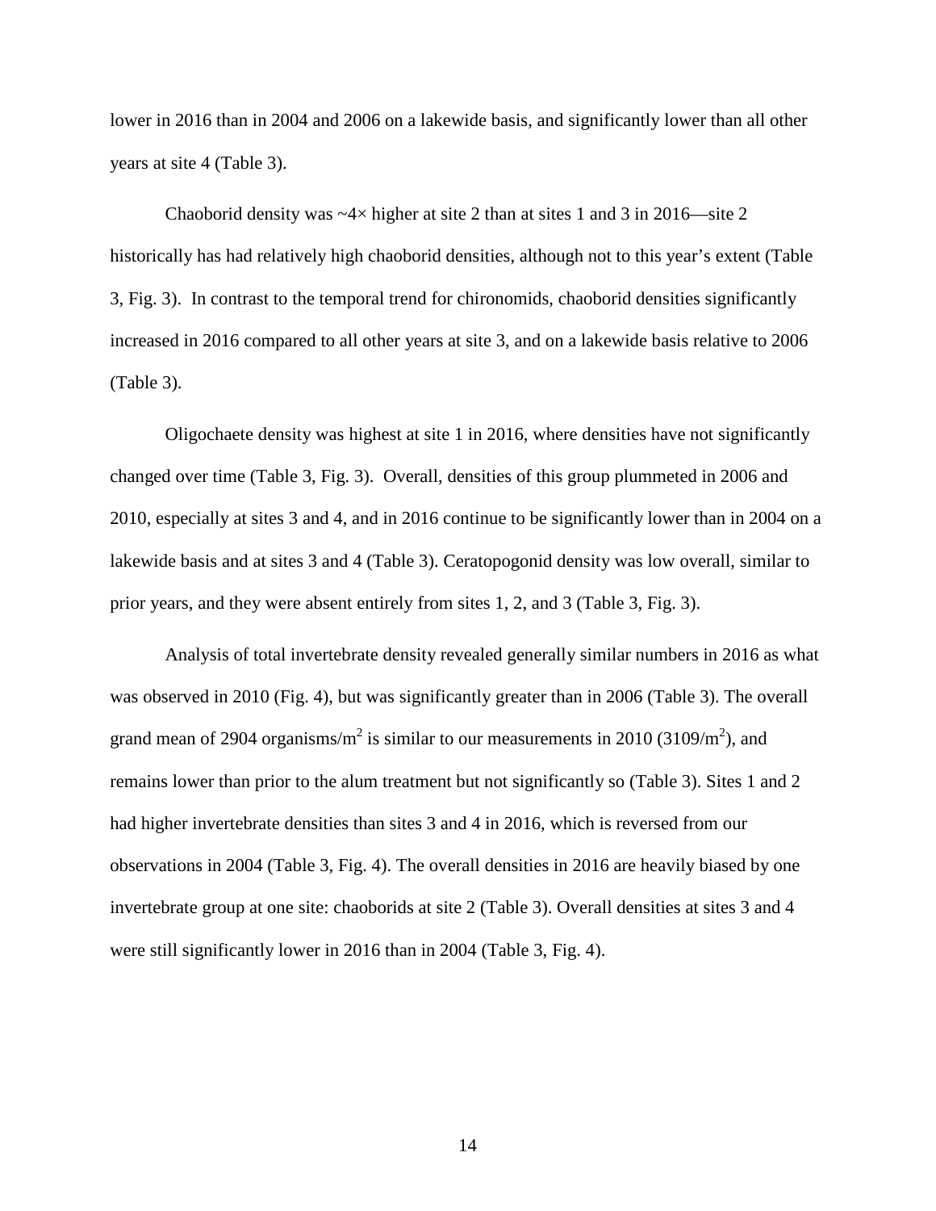lower in 2016 than in 2004 and 2006 on a lakewide basis, and significantly lower than all other years at site 4 (Table 3).

Chaoborid density was ~4× higher at site 2 than at sites 1 and 3 in 2016—site 2 historically has had relatively high chaoborid densities, although not to this year's extent (Table 3, Fig. 3). In contrast to the temporal trend for chironomids, chaoborid densities significantly increased in 2016 compared to all other years at site 3, and on a lakewide basis relative to 2006 (Table 3).

Oligochaete density was highest at site 1 in 2016, where densities have not significantly changed over time (Table 3, Fig. 3). Overall, densities of this group plummeted in 2006 and 2010, especially at sites 3 and 4, and in 2016 continue to be significantly lower than in 2004 on a lakewide basis and at sites 3 and 4 (Table 3). Ceratopogonid density was low overall, similar to prior years, and they were absent entirely from sites 1, 2, and 3 (Table 3, Fig. 3).

Analysis of total invertebrate density revealed generally similar numbers in 2016 as what was observed in 2010 (Fig. 4), but was significantly greater than in 2006 (Table 3). The overall grand mean of 2904 organisms/$m^2$ is similar to our measurements in 2010 (3109/$m^2$), and remains lower than prior to the alum treatment but not significantly so (Table 3). Sites 1 and 2 had higher invertebrate densities than sites 3 and 4 in 2016, which is reversed from our observations in 2004 (Table 3, Fig. 4). The overall densities in 2016 are heavily biased by one invertebrate group at one site: chaoborids at site 2 (Table 3). Overall densities at sites 3 and 4 were still significantly lower in 2016 than in 2004 (Table 3, Fig. 4).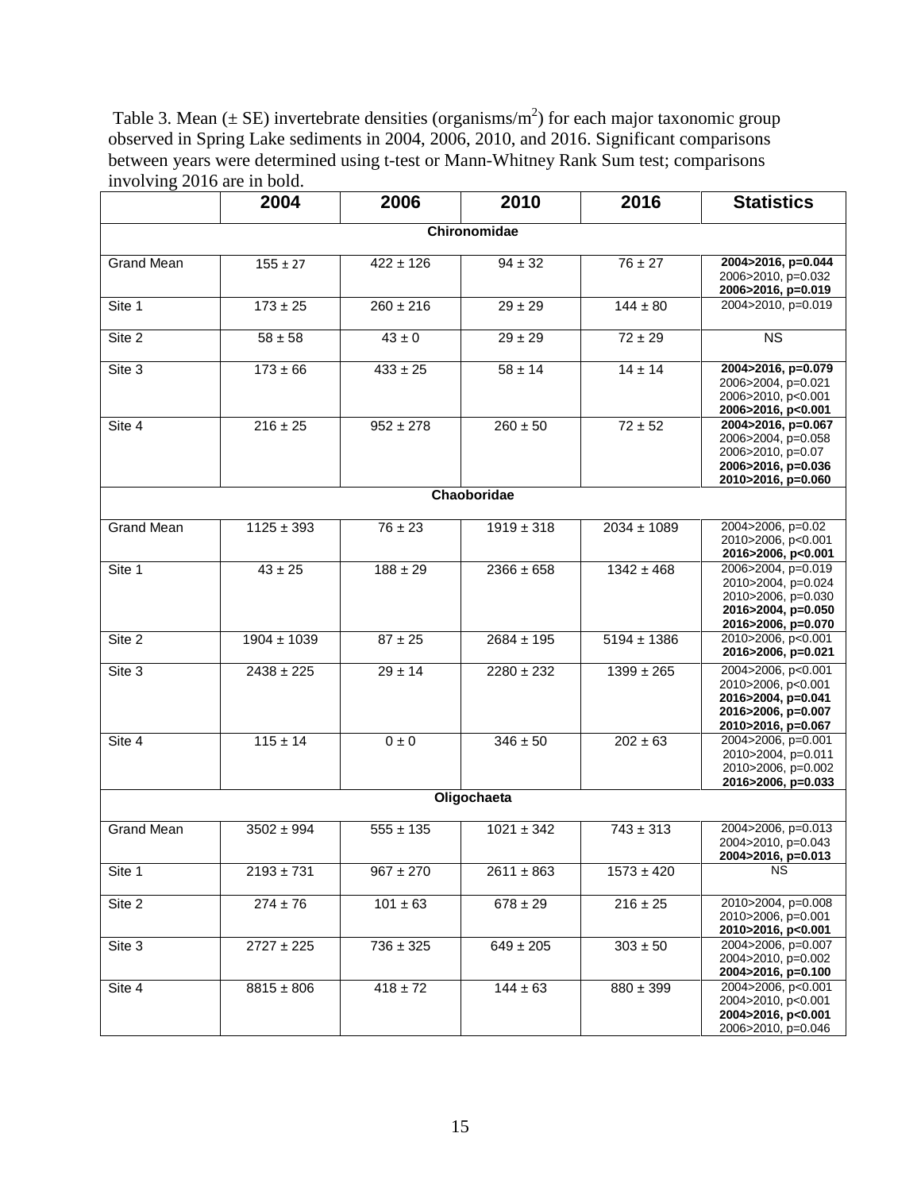Table 3. Mean (± SE) invertebrate densities (organisms/m$^2$) for each major taxonomic group observed in Spring Lake sediments in 2004, 2006, 2010, and 2016. Significant comparisons between years were determined using t-test or Mann-Whitney Rank Sum test; comparisons involving 2016 are in bold.

| | 2004 | 2006 | 2010 | 2016 | Statistics |
|---|---|---|---|---|---|
| **Chironomidae** | | | | | |
| Grand Mean | 155 ± 27 | 422 ± 126 | 94 ± 32 | 76 ± 27 | **2004>2016, p=0.044**<br>2006>2010, p=0.032<br>**2006>2016, p=0.019** |
| Site 1 | 173 ± 25 | 260 ± 216 | 29 ± 29 | 144 ± 80 | 2004>2010, p=0.019 |
| Site 2 | 58 ± 58 | 43 ± 0 | 29 ± 29 | 72 ± 29 | NS |
| Site 3 | 173 ± 66 | 433 ± 25 | 58 ± 14 | 14 ± 14 | **2004>2016, p=0.079**<br>2006>2004, p=0.021<br>2006>2010, p<0.001<br>**2006>2016, p<0.001** |
| Site 4 | 216 ± 25 | 952 ± 278 | 260 ± 50 | 72 ± 52 | **2004>2016, p=0.067**<br>2006>2004, p=0.058<br>2006>2010, p=0.07<br>**2006>2016, p=0.036**<br>**2010>2016, p=0.060** |
| **Chaoboridae** | | | | | |
| Grand Mean | 1125 ± 393 | 76 ± 23 | 1919 ± 318 | 2034 ± 1089 | 2004>2006, p=0.02<br>2010>2006, p<0.001<br>**2016>2006, p<0.001** |
| Site 1 | 43 ± 25 | 188 ± 29 | 2366 ± 658 | 1342 ± 468 | 2006>2004, p=0.019<br>2010>2004, p=0.024<br>2010>2006, p=0.030<br>**2016>2004, p=0.050**<br>**2016>2006, p=0.070** |
| Site 2 | 1904 ± 1039 | 87 ± 25 | 2684 ± 195 | 5194 ± 1386 | 2010>2006, p<0.001<br>**2016>2006, p=0.021** |
| Site 3 | 2438 ± 225 | 29 ± 14 | 2280 ± 232 | 1399 ± 265 | 2004>2006, p<0.001<br>2010>2006, p<0.001<br>**2016>2004, p=0.041**<br>**2016>2006, p=0.007**<br>**2010>2016, p=0.067** |
| Site 4 | 115 ± 14 | 0 ± 0 | 346 ± 50 | 202 ± 63 | 2004>2006, p=0.001<br>2010>2004, p=0.011<br>2010>2006, p=0.002<br>**2016>2006, p=0.033** |
| **Oligochaeta** | | | | | |
| Grand Mean | 3502 ± 994 | 555 ± 135 | 1021 ± 342 | 743 ± 313 | 2004>2006, p=0.013<br>2004>2010, p=0.043<br>**2004>2016, p=0.013** |
| Site 1 | 2193 ± 731 | 967 ± 270 | 2611 ± 863 | 1573 ± 420 | NS |
| Site 2 | 274 ± 76 | 101 ± 63 | 678 ± 29 | 216 ± 25 | 2010>2004, p=0.008<br>2010>2006, p=0.001<br>**2010>2016, p<0.001** |
| Site 3 | 2727 ± 225 | 736 ± 325 | 649 ± 205 | 303 ± 50 | 2004>2006, p=0.007<br>2004>2010, p=0.002<br>**2004>2016, p=0.100** |
| Site 4 | 8815 ± 806 | 418 ± 72 | 144 ± 63 | 880 ± 399 | 2004>2006, p<0.001<br>2004>2010, p<0.001<br>**2004>2016, p<0.001**<br>2006>2010, p=0.046 |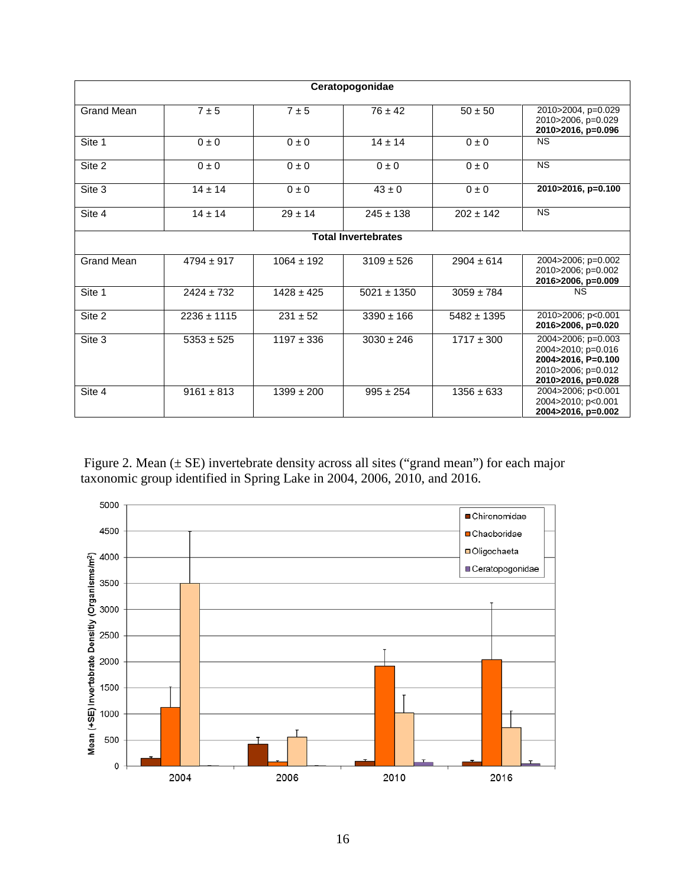| Ceratopogonidae | | | | | |
|---|---|---|---|---|---|
| Grand Mean | 7 ± 5 | 7 ± 5 | 76 ± 42 | 50 ± 50 | 2010>2004, p=0.029<br>2010>2006, p=0.029<br>**2010>2016, p=0.096** |
| Site 1 | 0 ± 0 | 0 ± 0 | 14 ± 14 | 0 ± 0 | NS |
| Site 2 | 0 ± 0 | 0 ± 0 | 0 ± 0 | 0 ± 0 | NS |
| Site 3 | 14 ± 14 | 0 ± 0 | 43 ± 0 | 0 ± 0 | **2010>2016, p=0.100** |
| Site 4 | 14 ± 14 | 29 ± 14 | 245 ± 138 | 202 ± 142 | NS |
| **Total Invertebrates** | | | | | |
| Grand Mean | 4794 ± 917 | 1064 ± 192 | 3109 ± 526 | 2904 ± 614 | 2004>2006; p=0.002<br>2010>2006; p=0.002<br>**2016>2006, p=0.009** |
| Site 1 | 2424 ± 732 | 1428 ± 425 | 5021 ± 1350 | 3059 ± 784 | NS |
| Site 2 | 2236 ± 1115 | 231 ± 52 | 3390 ± 166 | 5482 ± 1395 | 2010>2006; p<0.001<br>**2016>2006, p=0.020** |
| Site 3 | 5353 ± 525 | 1197 ± 336 | 3030 ± 246 | 1717 ± 300 | 2004>2006; p=0.003<br>2004>2010; p=0.016<br>**2004>2016, P=0.100**<br>2010>2006; p=0.012<br>**2010>2016, p=0.028** |
| Site 4 | 9161 ± 813 | 1399 ± 200 | 995 ± 254 | 1356 ± 633 | 2004>2006; p<0.001<br>2004>2010; p<0.001<br>**2004>2016, p=0.002** |

Figure 2. Mean (± SE) invertebrate density across all sites ("grand mean") for each major taxonomic group identified in Spring Lake in 2004, 2006, 2010, and 2016.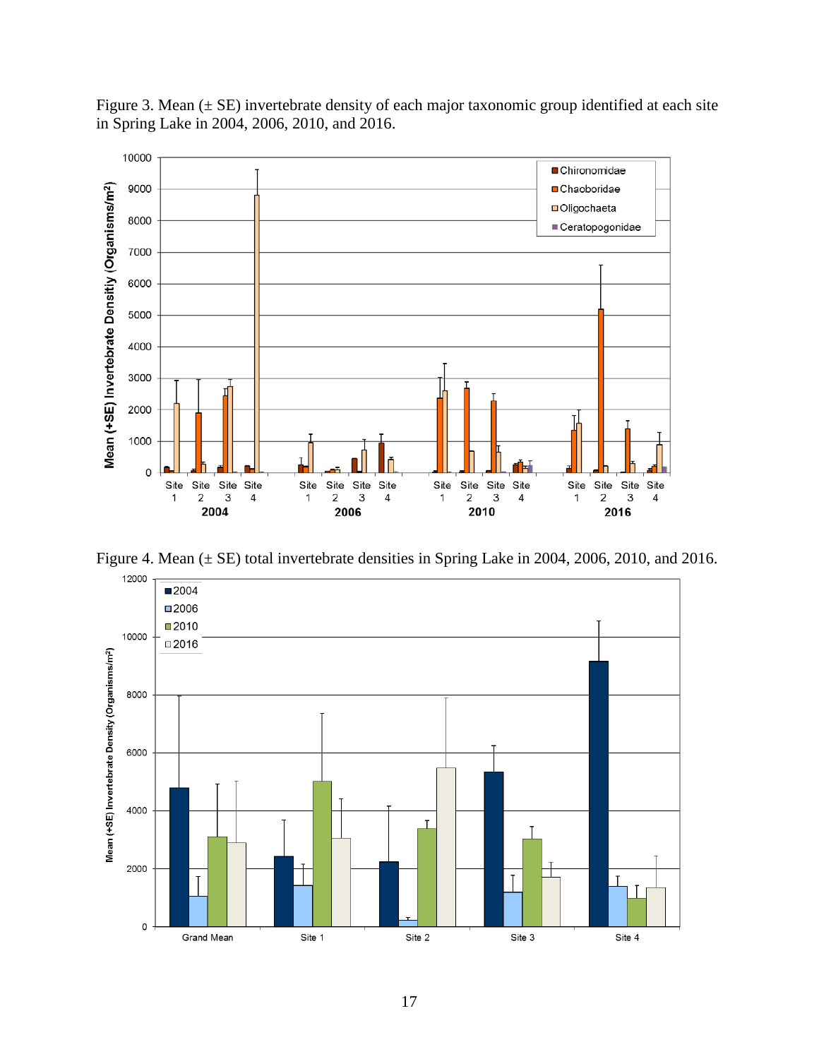Figure 3. Mean (± SE) invertebrate density of each major taxonomic group identified at each site in Spring Lake in 2004, 2006, 2010, and 2016.

Figure 4. Mean (± SE) total invertebrate densities in Spring Lake in 2004, 2006, 2010, and 2016.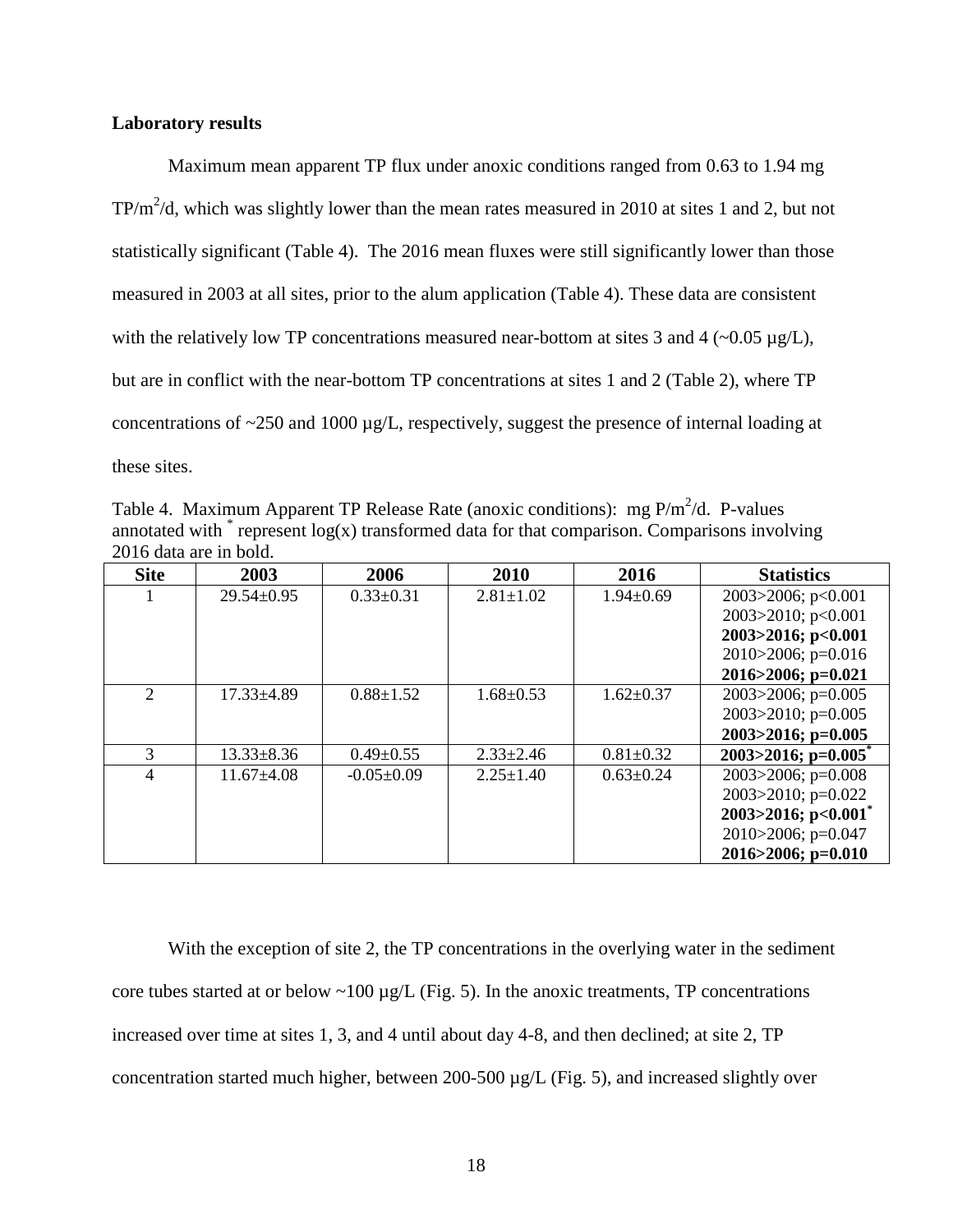**Laboratory results**

Maximum mean apparent TP flux under anoxic conditions ranged from 0.63 to 1.94 mg TP/m$^2$/d, which was slightly lower than the mean rates measured in 2010 at sites 1 and 2, but not statistically significant (Table 4). The 2016 mean fluxes were still significantly lower than those measured in 2003 at all sites, prior to the alum application (Table 4). These data are consistent with the relatively low TP concentrations measured near-bottom at sites 3 and 4 (~0.05 µg/L), but are in conflict with the near-bottom TP concentrations at sites 1 and 2 (Table 2), where TP concentrations of ~250 and 1000 µg/L, respectively, suggest the presence of internal loading at these sites.

Table 4. Maximum Apparent TP Release Rate (anoxic conditions): mg P/m$^2$/d. P-values annotated with * represent log(x) transformed data for that comparison. Comparisons involving 2016 data are in bold.

| Site | 2003 | 2006 | 2010 | 2016 | Statistics |
|---|---|---|---|---|---|
| 1 | 29.54±0.95 | 0.33±0.31 | 2.81±1.02 | 1.94±0.69 | 2003>2006; p<0.001<br>2003>2010; p<0.001<br>**2003>2016; p<0.001**<br>2010>2006; p=0.016<br>**2016>2006; p=0.021** |
| 2 | 17.33±4.89 | 0.88±1.52 | 1.68±0.53 | 1.62±0.37 | 2003>2006; p=0.005<br>2003>2010; p=0.005<br>**2003>2016; p=0.005** |
| 3 | 13.33±8.36 | 0.49±0.55 | 2.33±2.46 | 0.81±0.32 | **2003>2016; p=0.005*** |
| 4 | 11.67±4.08 | -0.05±0.09 | 2.25±1.40 | 0.63±0.24 | 2003>2006; p=0.008<br>2003>2010; p=0.022<br>**2003>2016; p<0.001***<br>2010>2006; p=0.047<br>**2016>2006; p=0.010** |

With the exception of site 2, the TP concentrations in the overlying water in the sediment core tubes started at or below ~100 µg/L (Fig. 5). In the anoxic treatments, TP concentrations increased over time at sites 1, 3, and 4 until about day 4-8, and then declined; at site 2, TP concentration started much higher, between 200-500 µg/L (Fig. 5), and increased slightly over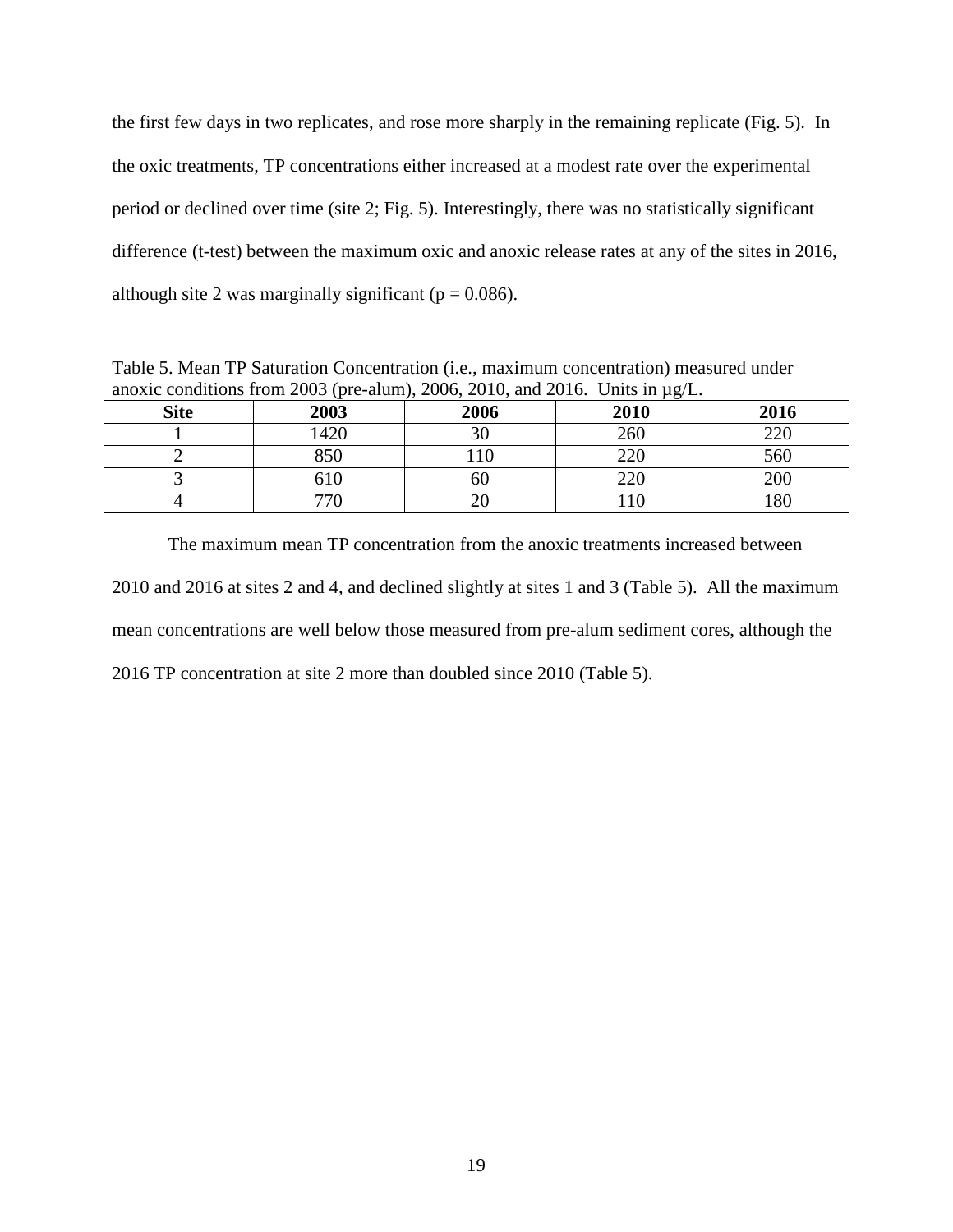the first few days in two replicates, and rose more sharply in the remaining replicate (Fig. 5). In the oxic treatments, TP concentrations either increased at a modest rate over the experimental period or declined over time (site 2; Fig. 5). Interestingly, there was no statistically significant difference (t-test) between the maximum oxic and anoxic release rates at any of the sites in 2016, although site 2 was marginally significant ($p = 0.086$).

Table 5. Mean TP Saturation Concentration (i.e., maximum concentration) measured under anoxic conditions from 2003 (pre-alum), 2006, 2010, and 2016. Units in µg/L.

| Site | 2003 | 2006 | 2010 | 2016 |
|---|---|---|---|---|
| 1 | 1420 | 30 | 260 | 220 |
| 2 | 850 | 110 | 220 | 560 |
| 3 | 610 | 60 | 220 | 200 |
| 4 | 770 | 20 | 110 | 180 |

The maximum mean TP concentration from the anoxic treatments increased between 2010 and 2016 at sites 2 and 4, and declined slightly at sites 1 and 3 (Table 5). All the maximum mean concentrations are well below those measured from pre-alum sediment cores, although the 2016 TP concentration at site 2 more than doubled since 2010 (Table 5).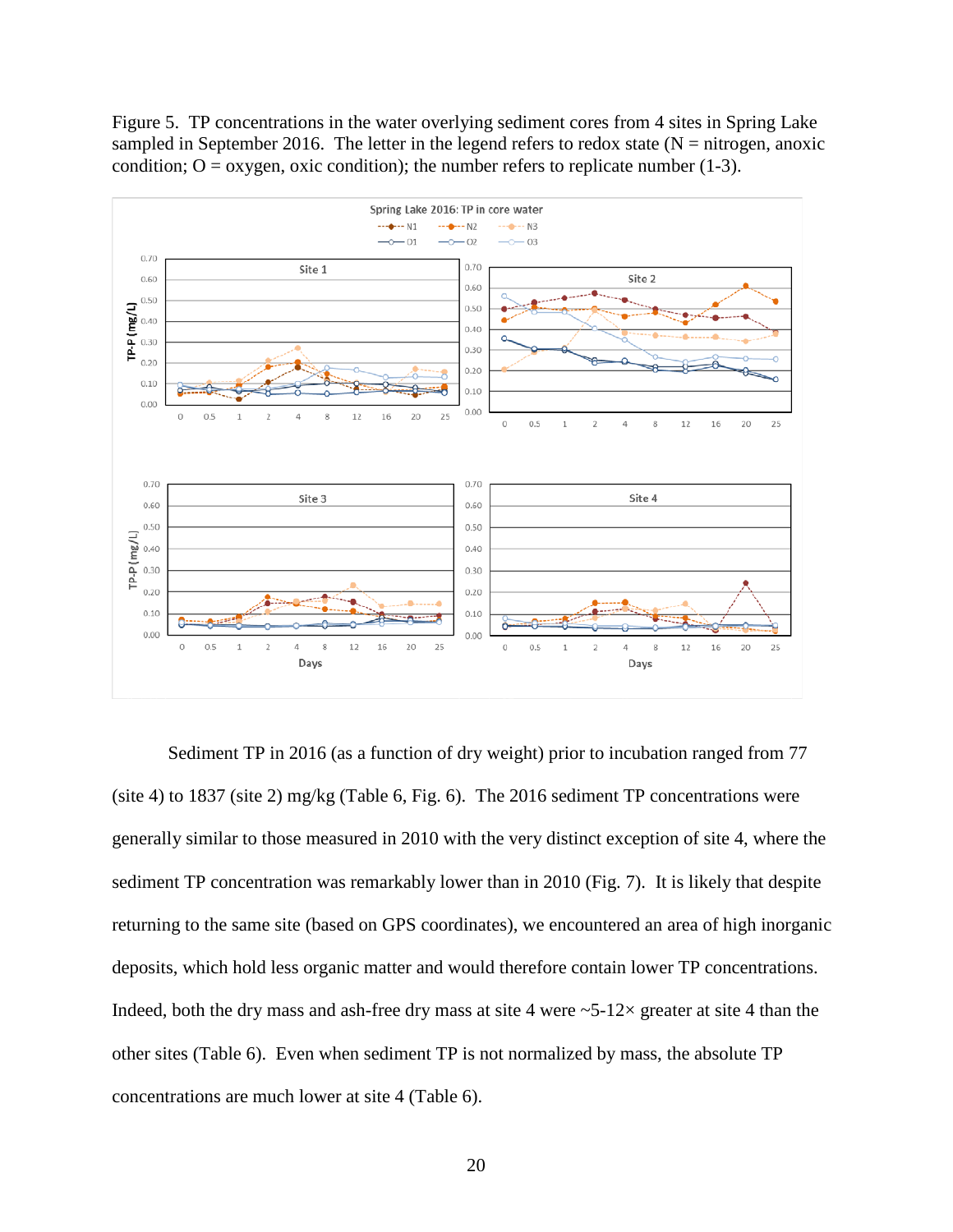Figure 5. TP concentrations in the water overlying sediment cores from 4 sites in Spring Lake sampled in September 2016. The letter in the legend refers to redox state (N = nitrogen, anoxic condition; O = oxygen, oxic condition); the number refers to replicate number (1-3).

Sediment TP in 2016 (as a function of dry weight) prior to incubation ranged from 77 (site 4) to 1837 (site 2) mg/kg (Table 6, Fig. 6). The 2016 sediment TP concentrations were generally similar to those measured in 2010 with the very distinct exception of site 4, where the sediment TP concentration was remarkably lower than in 2010 (Fig. 7). It is likely that despite returning to the same site (based on GPS coordinates), we encountered an area of high inorganic deposits, which hold less organic matter and would therefore contain lower TP concentrations. Indeed, both the dry mass and ash-free dry mass at site 4 were ~5-12× greater at site 4 than the other sites (Table 6). Even when sediment TP is not normalized by mass, the absolute TP concentrations are much lower at site 4 (Table 6).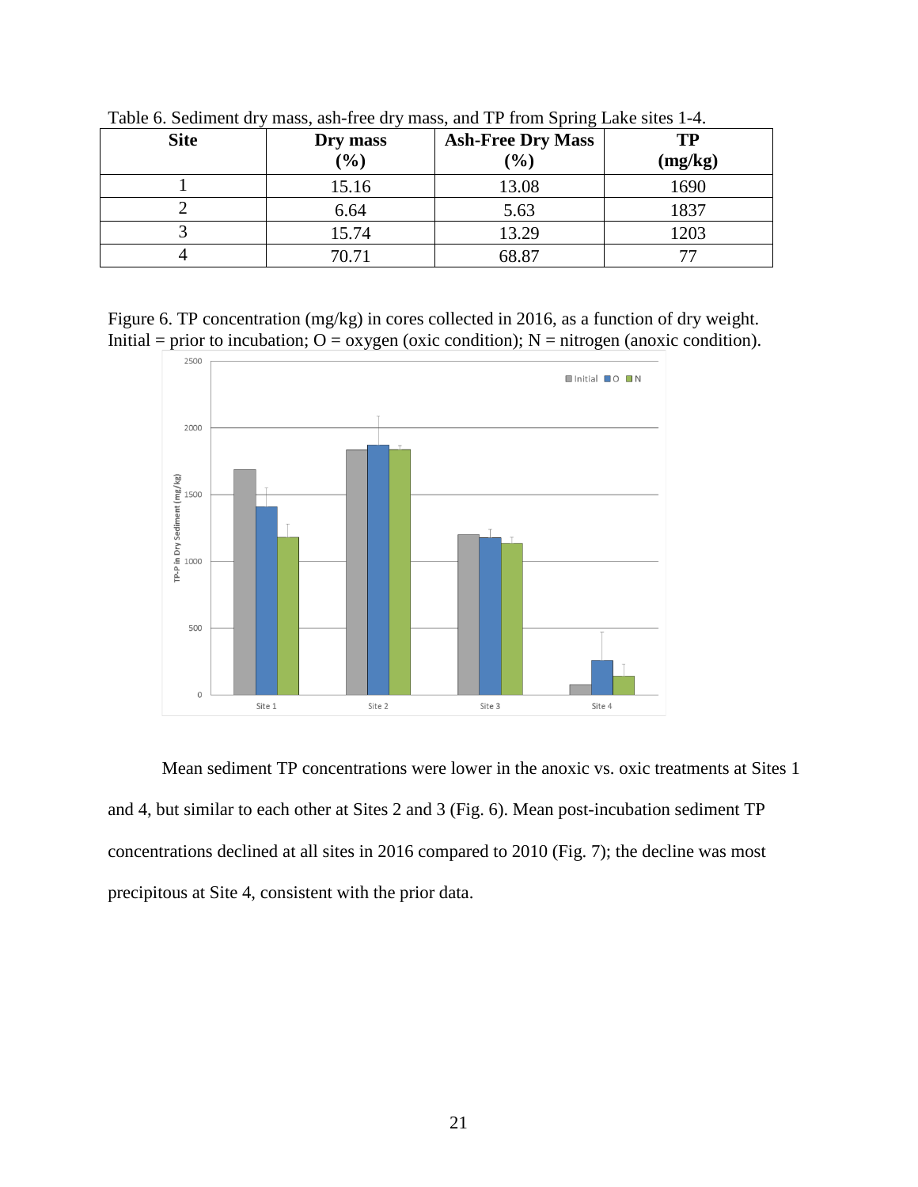Table 6. Sediment dry mass, ash-free dry mass, and TP from Spring Lake sites 1-4.

| Site | Dry mass (%) | Ash-Free Dry Mass (%) | TP (mg/kg) |
|---|---|---|---|
| 1 | 15.16 | 13.08 | 1690 |
| 2 | 6.64 | 5.63 | 1837 |
| 3 | 15.74 | 13.29 | 1203 |
| 4 | 70.71 | 68.87 | 77 |

Figure 6. TP concentration (mg/kg) in cores collected in 2016, as a function of dry weight. Initial = prior to incubation; O = oxygen (oxic condition); N = nitrogen (anoxic condition).

Mean sediment TP concentrations were lower in the anoxic vs. oxic treatments at Sites 1 and 4, but similar to each other at Sites 2 and 3 (Fig. 6). Mean post-incubation sediment TP concentrations declined at all sites in 2016 compared to 2010 (Fig. 7); the decline was most precipitous at Site 4, consistent with the prior data.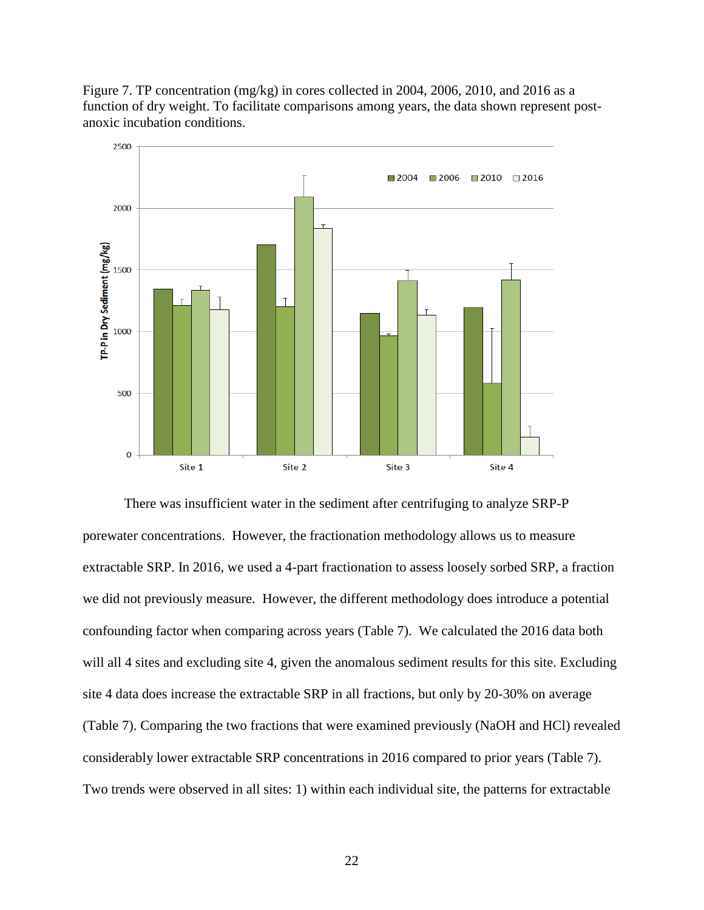Figure 7. TP concentration (mg/kg) in cores collected in 2004, 2006, 2010, and 2016 as a function of dry weight. To facilitate comparisons among years, the data shown represent post-anoxic incubation conditions.

There was insufficient water in the sediment after centrifuging to analyze SRP-P porewater concentrations. However, the fractionation methodology allows us to measure extractable SRP. In 2016, we used a 4-part fractionation to assess loosely sorbed SRP, a fraction we did not previously measure. However, the different methodology does introduce a potential confounding factor when comparing across years (Table 7). We calculated the 2016 data both will all 4 sites and excluding site 4, given the anomalous sediment results for this site. Excluding site 4 data does increase the extractable SRP in all fractions, but only by 20-30% on average (Table 7). Comparing the two fractions that were examined previously (NaOH and HCl) revealed considerably lower extractable SRP concentrations in 2016 compared to prior years (Table 7). Two trends were observed in all sites: 1) within each individual site, the patterns for extractable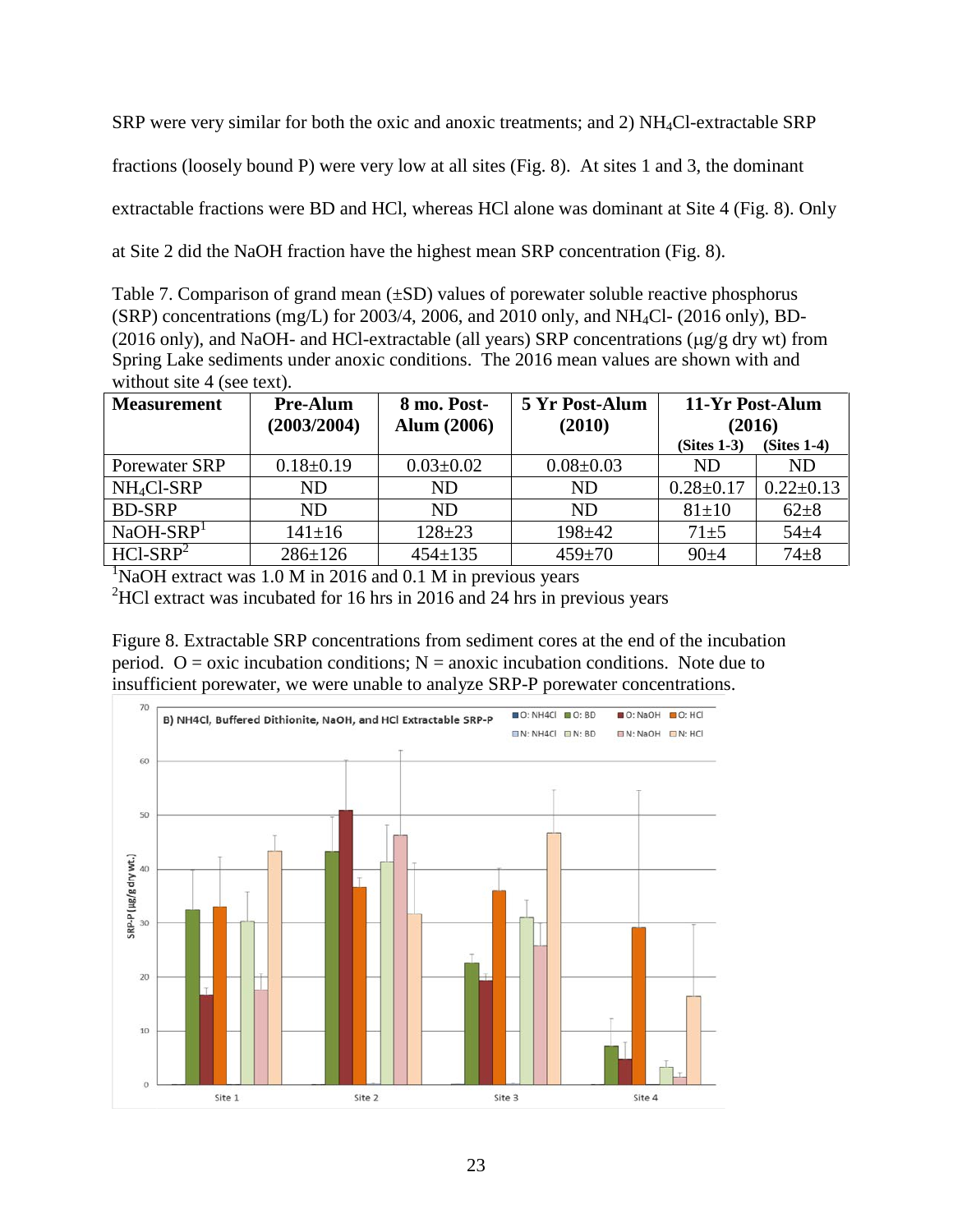SRP were very similar for both the oxic and anoxic treatments; and 2) $NH_4Cl$-extractable SRP fractions (loosely bound P) were very low at all sites (Fig. 8). At sites 1 and 3, the dominant extractable fractions were BD and HCl, whereas HCl alone was dominant at Site 4 (Fig. 8). Only at Site 2 did the NaOH fraction have the highest mean SRP concentration (Fig. 8).

Table 7. Comparison of grand mean (±SD) values of porewater soluble reactive phosphorus (SRP) concentrations (mg/L) for 2003/4, 2006, and 2010 only, and $NH_4Cl$- (2016 only), BD- (2016 only), and NaOH- and HCl-extractable (all years) SRP concentrations (μg/g dry wt) from Spring Lake sediments under anoxic conditions. The 2016 mean values are shown with and without site 4 (see text).

| **Measurement** | **Pre-Alum (2003/2004)** | **8 mo. Post-Alum (2006)** | **5 Yr Post-Alum (2010)** | **11-Yr Post-Alum (2016)** | |
|---|---|---|---|---|---|
| | | | | **(Sites 1-3)** | **(Sites 1-4)** |
| Porewater SRP | 0.18±0.19 | 0.03±0.02 | 0.08±0.03 | ND | ND |
| $NH_4Cl$-SRP | ND | ND | ND | 0.28±0.17 | 0.22±0.13 |
| BD-SRP | ND | ND | ND | 81±10 | 62±8 |
| NaOH-SRP[1] | 141±16 | 128±23 | 198±42 | 71±5 | 54±4 |
| HCl-SRP[2] | 286±126 | 454±135 | 459±70 | 90±4 | 74±8 |

[1]NaOH extract was 1.0 M in 2016 and 0.1 M in previous years

[2]HCl extract was incubated for 16 hrs in 2016 and 24 hrs in previous years

Figure 8. Extractable SRP concentrations from sediment cores at the end of the incubation period. O = oxic incubation conditions; N = anoxic incubation conditions. Note due to insufficient porewater, we were unable to analyze SRP-P porewater concentrations.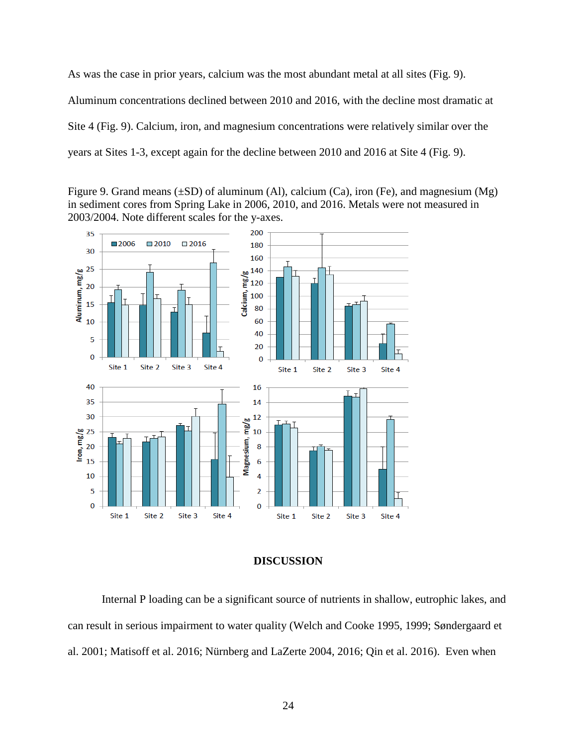As was the case in prior years, calcium was the most abundant metal at all sites (Fig. 9). Aluminum concentrations declined between 2010 and 2016, with the decline most dramatic at Site 4 (Fig. 9). Calcium, iron, and magnesium concentrations were relatively similar over the years at Sites 1-3, except again for the decline between 2010 and 2016 at Site 4 (Fig. 9).

Figure 9. Grand means (±SD) of aluminum (Al), calcium (Ca), iron (Fe), and magnesium (Mg) in sediment cores from Spring Lake in 2006, 2010, and 2016. Metals were not measured in 2003/2004. Note different scales for the y-axes.

## DISCUSSION

Internal P loading can be a significant source of nutrients in shallow, eutrophic lakes, and can result in serious impairment to water quality (Welch and Cooke 1995, 1999; Søndergaard et al. 2001; Matisoff et al. 2016; Nürnberg and LaZerte 2004, 2016; Qin et al. 2016). Even when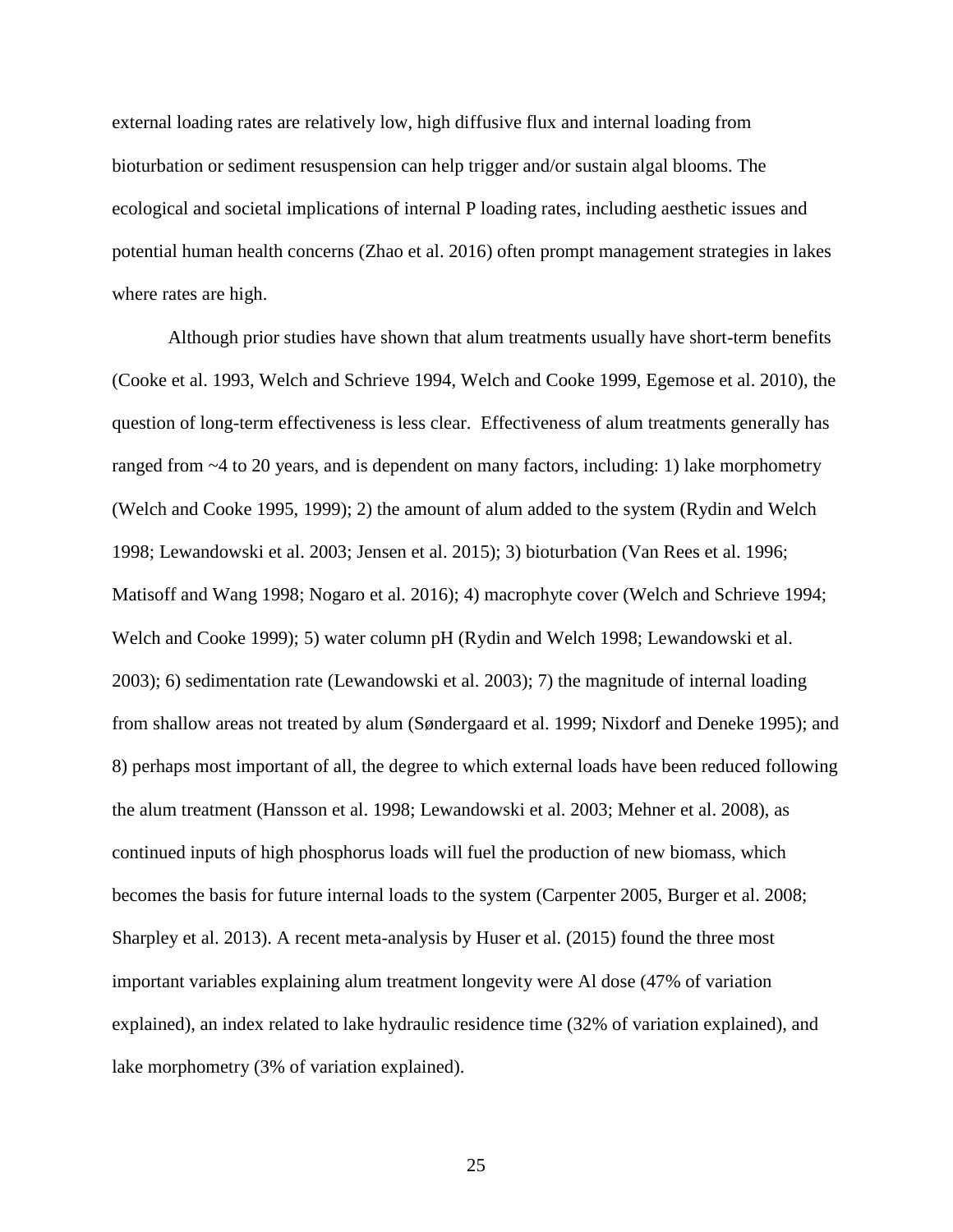external loading rates are relatively low, high diffusive flux and internal loading from bioturbation or sediment resuspension can help trigger and/or sustain algal blooms. The ecological and societal implications of internal P loading rates, including aesthetic issues and potential human health concerns (Zhao et al. 2016) often prompt management strategies in lakes where rates are high.

Although prior studies have shown that alum treatments usually have short-term benefits (Cooke et al. 1993, Welch and Schrieve 1994, Welch and Cooke 1999, Egemose et al. 2010), the question of long-term effectiveness is less clear. Effectiveness of alum treatments generally has ranged from ~4 to 20 years, and is dependent on many factors, including: 1) lake morphometry (Welch and Cooke 1995, 1999); 2) the amount of alum added to the system (Rydin and Welch 1998; Lewandowski et al. 2003; Jensen et al. 2015); 3) bioturbation (Van Rees et al. 1996; Matisoff and Wang 1998; Nogaro et al. 2016); 4) macrophyte cover (Welch and Schrieve 1994; Welch and Cooke 1999); 5) water column pH (Rydin and Welch 1998; Lewandowski et al. 2003); 6) sedimentation rate (Lewandowski et al. 2003); 7) the magnitude of internal loading from shallow areas not treated by alum (Søndergaard et al. 1999; Nixdorf and Deneke 1995); and 8) perhaps most important of all, the degree to which external loads have been reduced following the alum treatment (Hansson et al. 1998; Lewandowski et al. 2003; Mehner et al. 2008), as continued inputs of high phosphorus loads will fuel the production of new biomass, which becomes the basis for future internal loads to the system (Carpenter 2005, Burger et al. 2008; Sharpley et al. 2013). A recent meta-analysis by Huser et al. (2015) found the three most important variables explaining alum treatment longevity were Al dose (47% of variation explained), an index related to lake hydraulic residence time (32% of variation explained), and lake morphometry (3% of variation explained).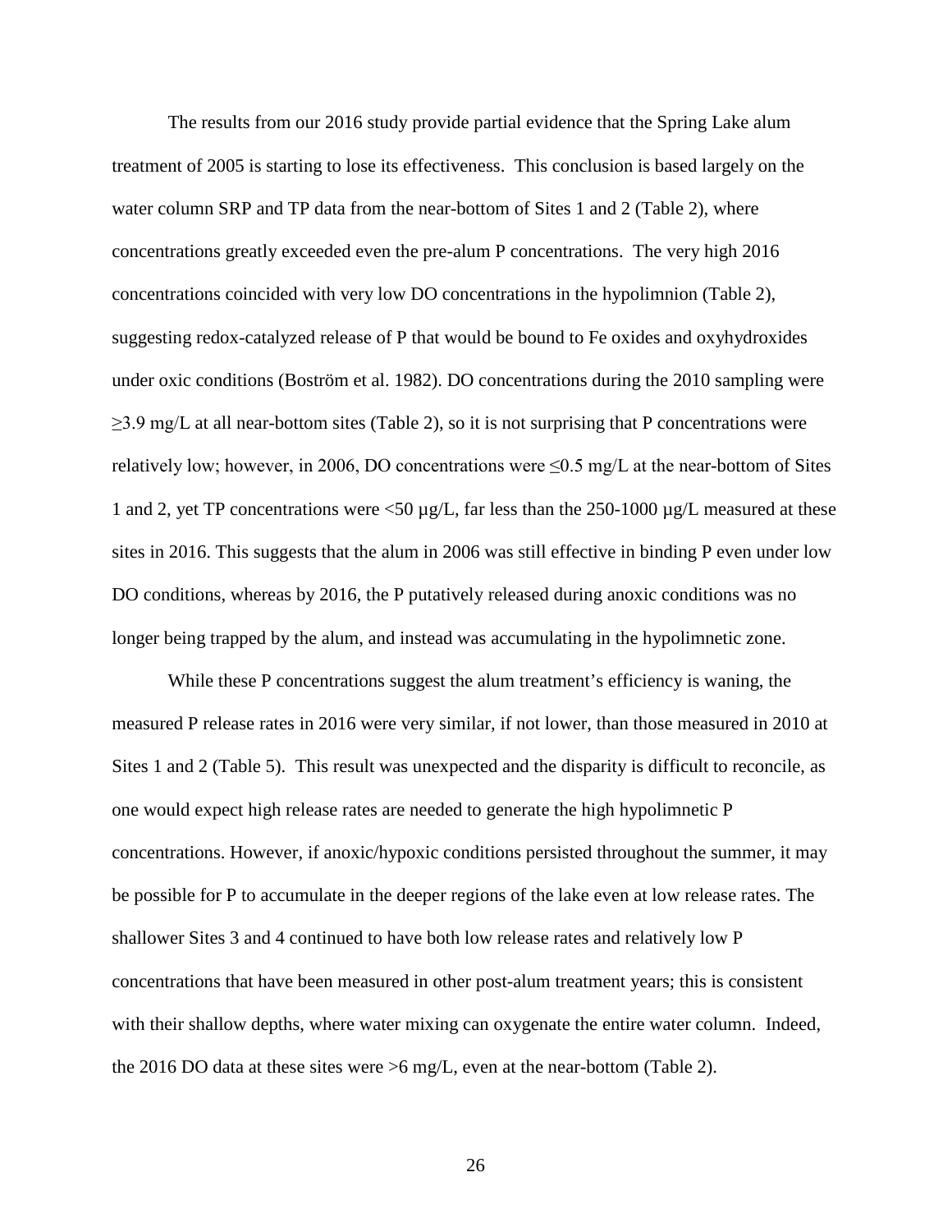The results from our 2016 study provide partial evidence that the Spring Lake alum treatment of 2005 is starting to lose its effectiveness. This conclusion is based largely on the water column SRP and TP data from the near-bottom of Sites 1 and 2 (Table 2), where concentrations greatly exceeded even the pre-alum P concentrations. The very high 2016 concentrations coincided with very low DO concentrations in the hypolimnion (Table 2), suggesting redox-catalyzed release of P that would be bound to Fe oxides and oxyhydroxides under oxic conditions (Boström et al. 1982). DO concentrations during the 2010 sampling were $\geq$3.9 mg/L at all near-bottom sites (Table 2), so it is not surprising that P concentrations were relatively low; however, in 2006, DO concentrations were $\leq$0.5 mg/L at the near-bottom of Sites 1 and 2, yet TP concentrations were <50 µg/L, far less than the 250-1000 µg/L measured at these sites in 2016. This suggests that the alum in 2006 was still effective in binding P even under low DO conditions, whereas by 2016, the P putatively released during anoxic conditions was no longer being trapped by the alum, and instead was accumulating in the hypolimnetic zone.

While these P concentrations suggest the alum treatment's efficiency is waning, the measured P release rates in 2016 were very similar, if not lower, than those measured in 2010 at Sites 1 and 2 (Table 5). This result was unexpected and the disparity is difficult to reconcile, as one would expect high release rates are needed to generate the high hypolimnetic P concentrations. However, if anoxic/hypoxic conditions persisted throughout the summer, it may be possible for P to accumulate in the deeper regions of the lake even at low release rates. The shallower Sites 3 and 4 continued to have both low release rates and relatively low P concentrations that have been measured in other post-alum treatment years; this is consistent with their shallow depths, where water mixing can oxygenate the entire water column. Indeed, the 2016 DO data at these sites were >6 mg/L, even at the near-bottom (Table 2).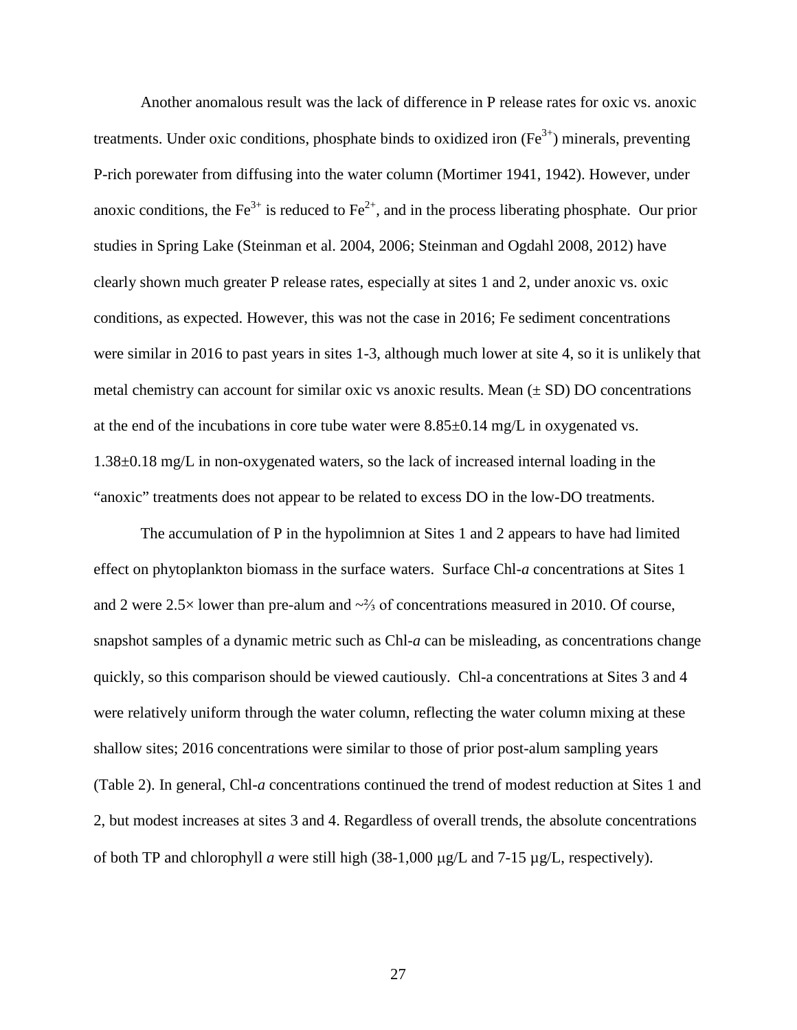Another anomalous result was the lack of difference in P release rates for oxic vs. anoxic treatments. Under oxic conditions, phosphate binds to oxidized iron ($Fe^{3+}$) minerals, preventing P-rich porewater from diffusing into the water column (Mortimer 1941, 1942). However, under anoxic conditions, the $Fe^{3+}$ is reduced to $Fe^{2+}$, and in the process liberating phosphate. Our prior studies in Spring Lake (Steinman et al. 2004, 2006; Steinman and Ogdahl 2008, 2012) have clearly shown much greater P release rates, especially at sites 1 and 2, under anoxic vs. oxic conditions, as expected. However, this was not the case in 2016; Fe sediment concentrations were similar in 2016 to past years in sites 1-3, although much lower at site 4, so it is unlikely that metal chemistry can account for similar oxic vs anoxic results. Mean ($\pm$ SD) DO concentrations at the end of the incubations in core tube water were 8.85$\pm$0.14 mg/L in oxygenated vs. 1.38$\pm$0.18 mg/L in non-oxygenated waters, so the lack of increased internal loading in the "anoxic" treatments does not appear to be related to excess DO in the low-DO treatments.

The accumulation of P in the hypolimnion at Sites 1 and 2 appears to have had limited effect on phytoplankton biomass in the surface waters. Surface Chl-*a* concentrations at Sites 1 and 2 were 2.5× lower than pre-alum and ~⅔ of concentrations measured in 2010. Of course, snapshot samples of a dynamic metric such as Chl-*a* can be misleading, as concentrations change quickly, so this comparison should be viewed cautiously. Chl-a concentrations at Sites 3 and 4 were relatively uniform through the water column, reflecting the water column mixing at these shallow sites; 2016 concentrations were similar to those of prior post-alum sampling years (Table 2). In general, Chl-*a* concentrations continued the trend of modest reduction at Sites 1 and 2, but modest increases at sites 3 and 4. Regardless of overall trends, the absolute concentrations of both TP and chlorophyll *a* were still high (38-1,000 μg/L and 7-15 μg/L, respectively).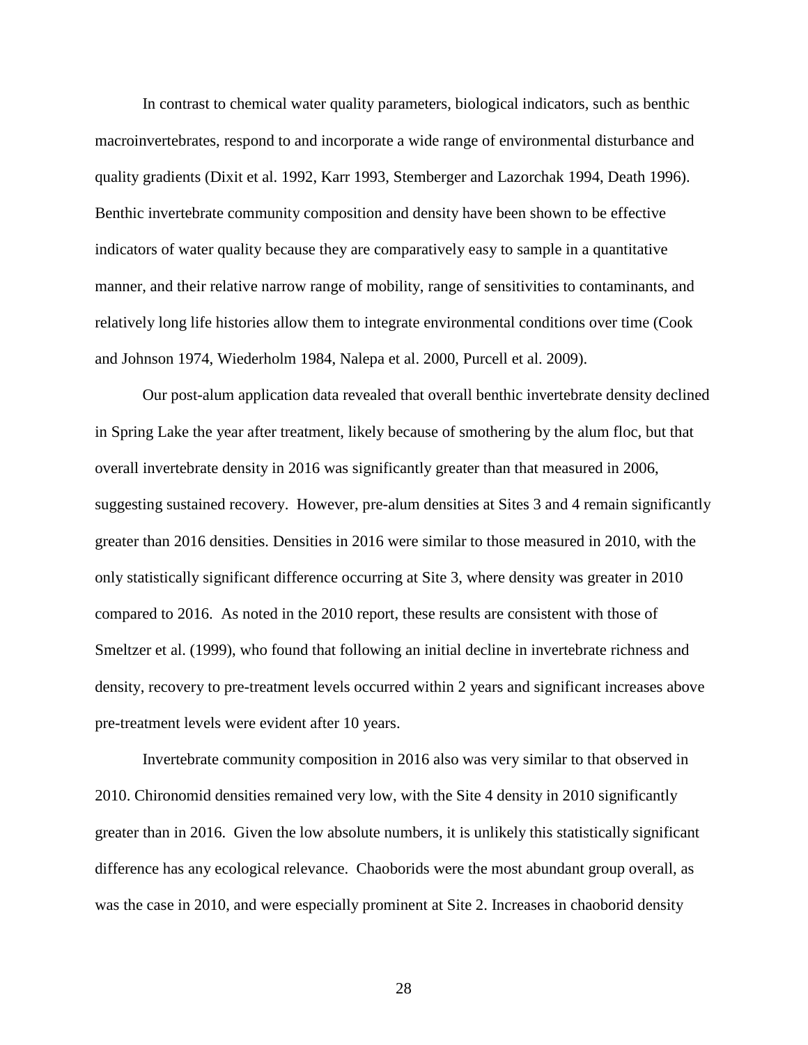In contrast to chemical water quality parameters, biological indicators, such as benthic macroinvertebrates, respond to and incorporate a wide range of environmental disturbance and quality gradients (Dixit et al. 1992, Karr 1993, Stemberger and Lazorchak 1994, Death 1996). Benthic invertebrate community composition and density have been shown to be effective indicators of water quality because they are comparatively easy to sample in a quantitative manner, and their relative narrow range of mobility, range of sensitivities to contaminants, and relatively long life histories allow them to integrate environmental conditions over time (Cook and Johnson 1974, Wiederholm 1984, Nalepa et al. 2000, Purcell et al. 2009).

Our post-alum application data revealed that overall benthic invertebrate density declined in Spring Lake the year after treatment, likely because of smothering by the alum floc, but that overall invertebrate density in 2016 was significantly greater than that measured in 2006, suggesting sustained recovery. However, pre-alum densities at Sites 3 and 4 remain significantly greater than 2016 densities. Densities in 2016 were similar to those measured in 2010, with the only statistically significant difference occurring at Site 3, where density was greater in 2010 compared to 2016. As noted in the 2010 report, these results are consistent with those of Smeltzer et al. (1999), who found that following an initial decline in invertebrate richness and density, recovery to pre-treatment levels occurred within 2 years and significant increases above pre-treatment levels were evident after 10 years.

Invertebrate community composition in 2016 also was very similar to that observed in 2010. Chironomid densities remained very low, with the Site 4 density in 2010 significantly greater than in 2016. Given the low absolute numbers, it is unlikely this statistically significant difference has any ecological relevance. Chaoborids were the most abundant group overall, as was the case in 2010, and were especially prominent at Site 2. Increases in chaoborid density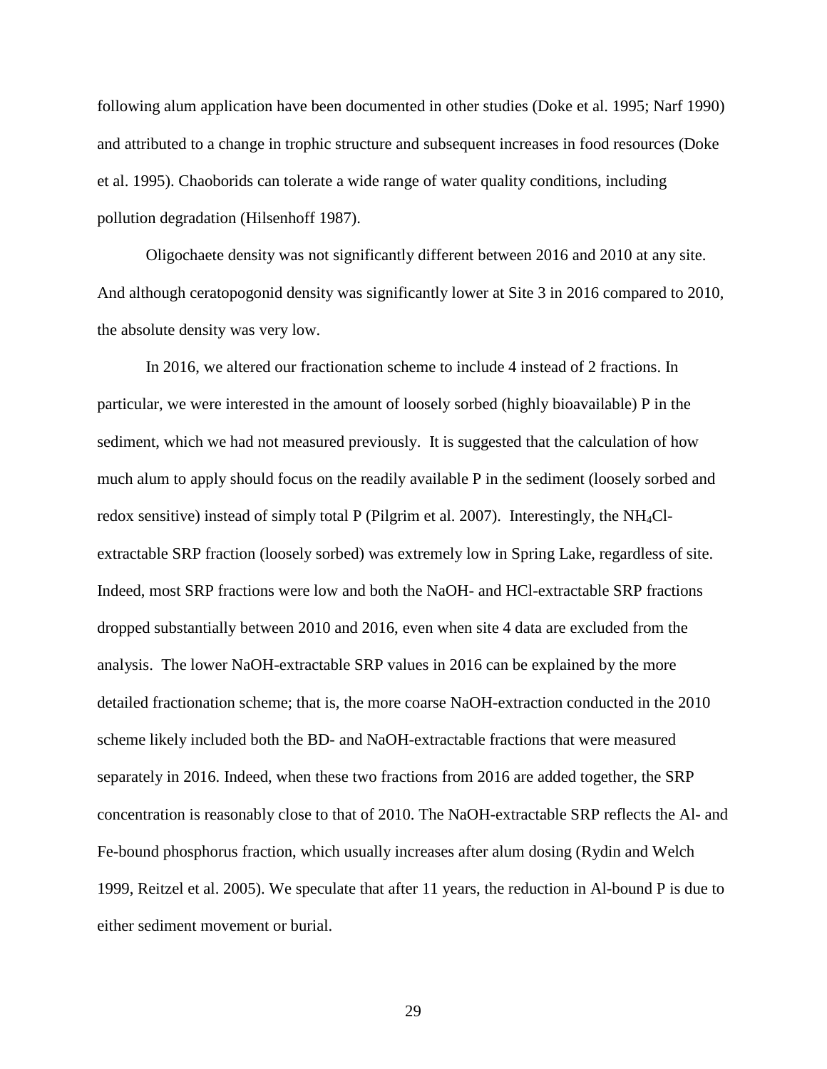following alum application have been documented in other studies (Doke et al. 1995; Narf 1990) and attributed to a change in trophic structure and subsequent increases in food resources (Doke et al. 1995). Chaoborids can tolerate a wide range of water quality conditions, including pollution degradation (Hilsenhoff 1987).

Oligochaete density was not significantly different between 2016 and 2010 at any site. And although ceratopogonid density was significantly lower at Site 3 in 2016 compared to 2010, the absolute density was very low.

In 2016, we altered our fractionation scheme to include 4 instead of 2 fractions. In particular, we were interested in the amount of loosely sorbed (highly bioavailable) P in the sediment, which we had not measured previously. It is suggested that the calculation of how much alum to apply should focus on the readily available P in the sediment (loosely sorbed and redox sensitive) instead of simply total P (Pilgrim et al. 2007). Interestingly, the $NH_4Cl$-extractable SRP fraction (loosely sorbed) was extremely low in Spring Lake, regardless of site. Indeed, most SRP fractions were low and both the NaOH- and HCl-extractable SRP fractions dropped substantially between 2010 and 2016, even when site 4 data are excluded from the analysis. The lower NaOH-extractable SRP values in 2016 can be explained by the more detailed fractionation scheme; that is, the more coarse NaOH-extraction conducted in the 2010 scheme likely included both the BD- and NaOH-extractable fractions that were measured separately in 2016. Indeed, when these two fractions from 2016 are added together, the SRP concentration is reasonably close to that of 2010. The NaOH-extractable SRP reflects the Al- and Fe-bound phosphorus fraction, which usually increases after alum dosing (Rydin and Welch 1999, Reitzel et al. 2005). We speculate that after 11 years, the reduction in Al-bound P is due to either sediment movement or burial.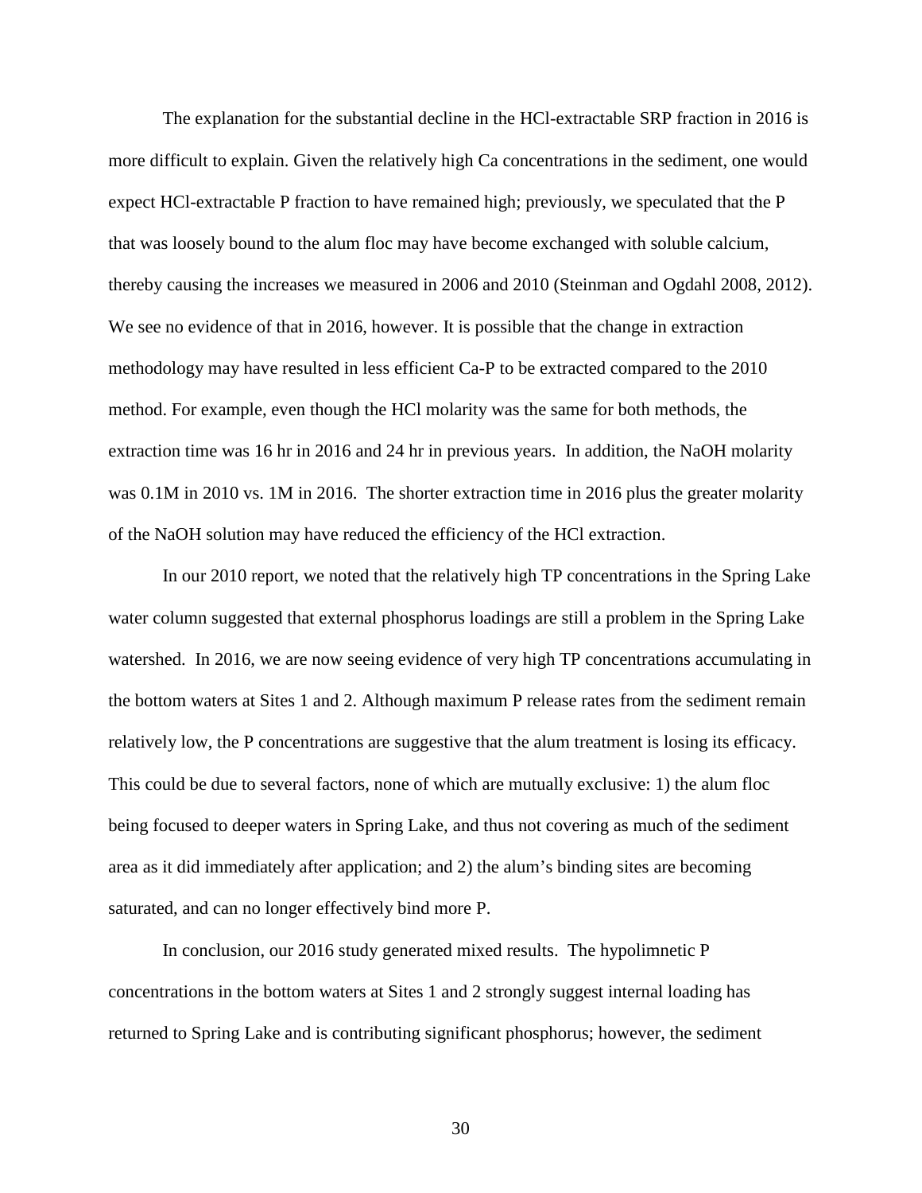The explanation for the substantial decline in the HCl-extractable SRP fraction in 2016 is more difficult to explain. Given the relatively high Ca concentrations in the sediment, one would expect HCl-extractable P fraction to have remained high; previously, we speculated that the P that was loosely bound to the alum floc may have become exchanged with soluble calcium, thereby causing the increases we measured in 2006 and 2010 (Steinman and Ogdahl 2008, 2012). We see no evidence of that in 2016, however. It is possible that the change in extraction methodology may have resulted in less efficient Ca-P to be extracted compared to the 2010 method. For example, even though the HCl molarity was the same for both methods, the extraction time was 16 hr in 2016 and 24 hr in previous years. In addition, the NaOH molarity was 0.1M in 2010 vs. 1M in 2016. The shorter extraction time in 2016 plus the greater molarity of the NaOH solution may have reduced the efficiency of the HCl extraction.

In our 2010 report, we noted that the relatively high TP concentrations in the Spring Lake water column suggested that external phosphorus loadings are still a problem in the Spring Lake watershed. In 2016, we are now seeing evidence of very high TP concentrations accumulating in the bottom waters at Sites 1 and 2. Although maximum P release rates from the sediment remain relatively low, the P concentrations are suggestive that the alum treatment is losing its efficacy. This could be due to several factors, none of which are mutually exclusive: 1) the alum floc being focused to deeper waters in Spring Lake, and thus not covering as much of the sediment area as it did immediately after application; and 2) the alum's binding sites are becoming saturated, and can no longer effectively bind more P.

In conclusion, our 2016 study generated mixed results. The hypolimnetic P concentrations in the bottom waters at Sites 1 and 2 strongly suggest internal loading has returned to Spring Lake and is contributing significant phosphorus; however, the sediment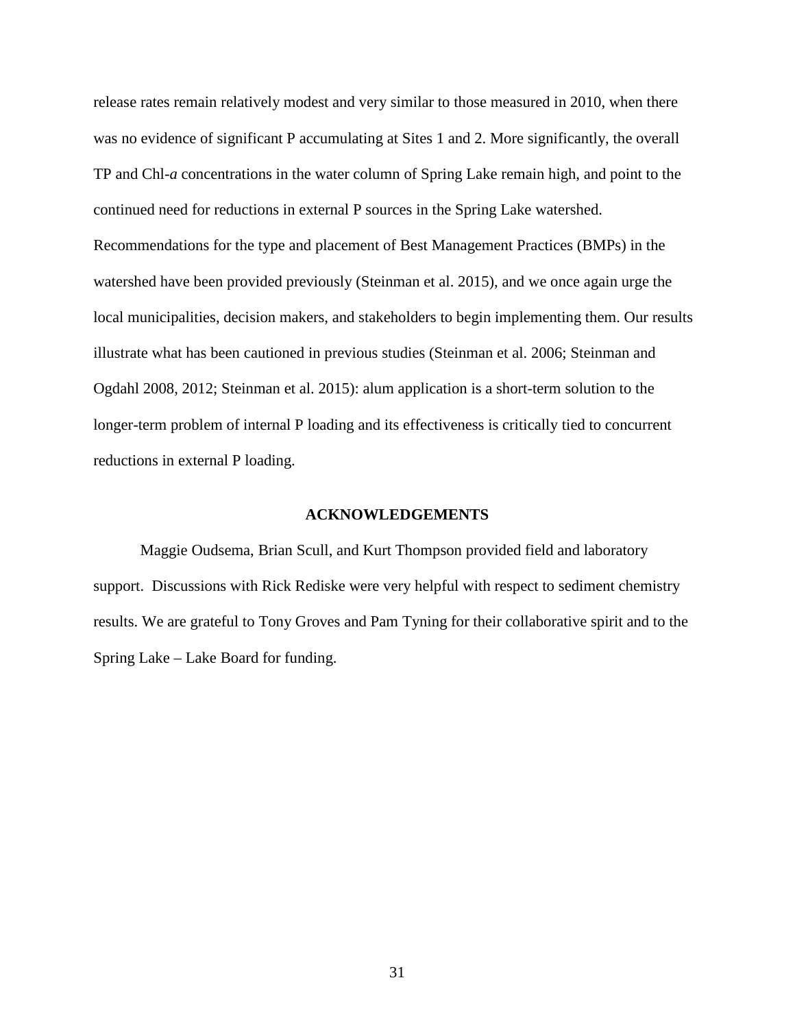release rates remain relatively modest and very similar to those measured in 2010, when there was no evidence of significant P accumulating at Sites 1 and 2. More significantly, the overall TP and Chl-*a* concentrations in the water column of Spring Lake remain high, and point to the continued need for reductions in external P sources in the Spring Lake watershed. Recommendations for the type and placement of Best Management Practices (BMPs) in the watershed have been provided previously (Steinman et al. 2015), and we once again urge the local municipalities, decision makers, and stakeholders to begin implementing them. Our results illustrate what has been cautioned in previous studies (Steinman et al. 2006; Steinman and Ogdahl 2008, 2012; Steinman et al. 2015): alum application is a short-term solution to the longer-term problem of internal P loading and its effectiveness is critically tied to concurrent reductions in external P loading.

## ACKNOWLEDGEMENTS

Maggie Oudsema, Brian Scull, and Kurt Thompson provided field and laboratory support. Discussions with Rick Rediske were very helpful with respect to sediment chemistry results. We are grateful to Tony Groves and Pam Tyning for their collaborative spirit and to the Spring Lake – Lake Board for funding.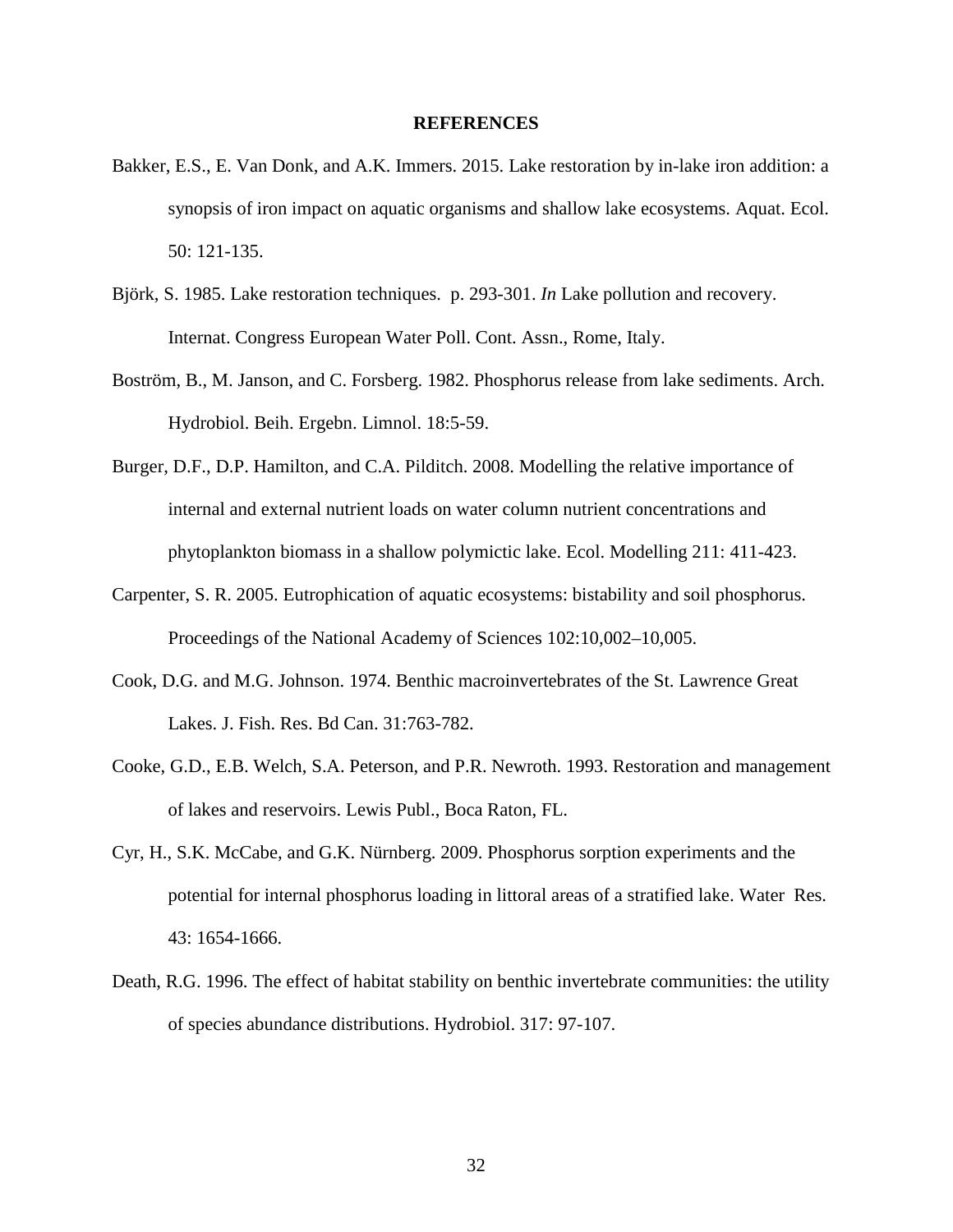## REFERENCES

Bakker, E.S., E. Van Donk, and A.K. Immers. 2015. Lake restoration by in-lake iron addition: a synopsis of iron impact on aquatic organisms and shallow lake ecosystems. Aquat. Ecol. 50: 121-135.

Björk, S. 1985. Lake restoration techniques. p. 293-301. *In* Lake pollution and recovery. Internat. Congress European Water Poll. Cont. Assn., Rome, Italy.

Boström, B., M. Janson, and C. Forsberg. 1982. Phosphorus release from lake sediments. Arch. Hydrobiol. Beih. Ergebn. Limnol. 18:5-59.

Burger, D.F., D.P. Hamilton, and C.A. Pilditch. 2008. Modelling the relative importance of internal and external nutrient loads on water column nutrient concentrations and phytoplankton biomass in a shallow polymictic lake. Ecol. Modelling 211: 411-423.

Carpenter, S. R. 2005. Eutrophication of aquatic ecosystems: bistability and soil phosphorus. Proceedings of the National Academy of Sciences 102:10,002–10,005.

Cook, D.G. and M.G. Johnson. 1974. Benthic macroinvertebrates of the St. Lawrence Great Lakes. J. Fish. Res. Bd Can. 31:763-782.

Cooke, G.D., E.B. Welch, S.A. Peterson, and P.R. Newroth. 1993. Restoration and management of lakes and reservoirs. Lewis Publ., Boca Raton, FL.

Cyr, H., S.K. McCabe, and G.K. Nürnberg. 2009. Phosphorus sorption experiments and the potential for internal phosphorus loading in littoral areas of a stratified lake. Water Res. 43: 1654-1666.

Death, R.G. 1996. The effect of habitat stability on benthic invertebrate communities: the utility of species abundance distributions. Hydrobiol. 317: 97-107.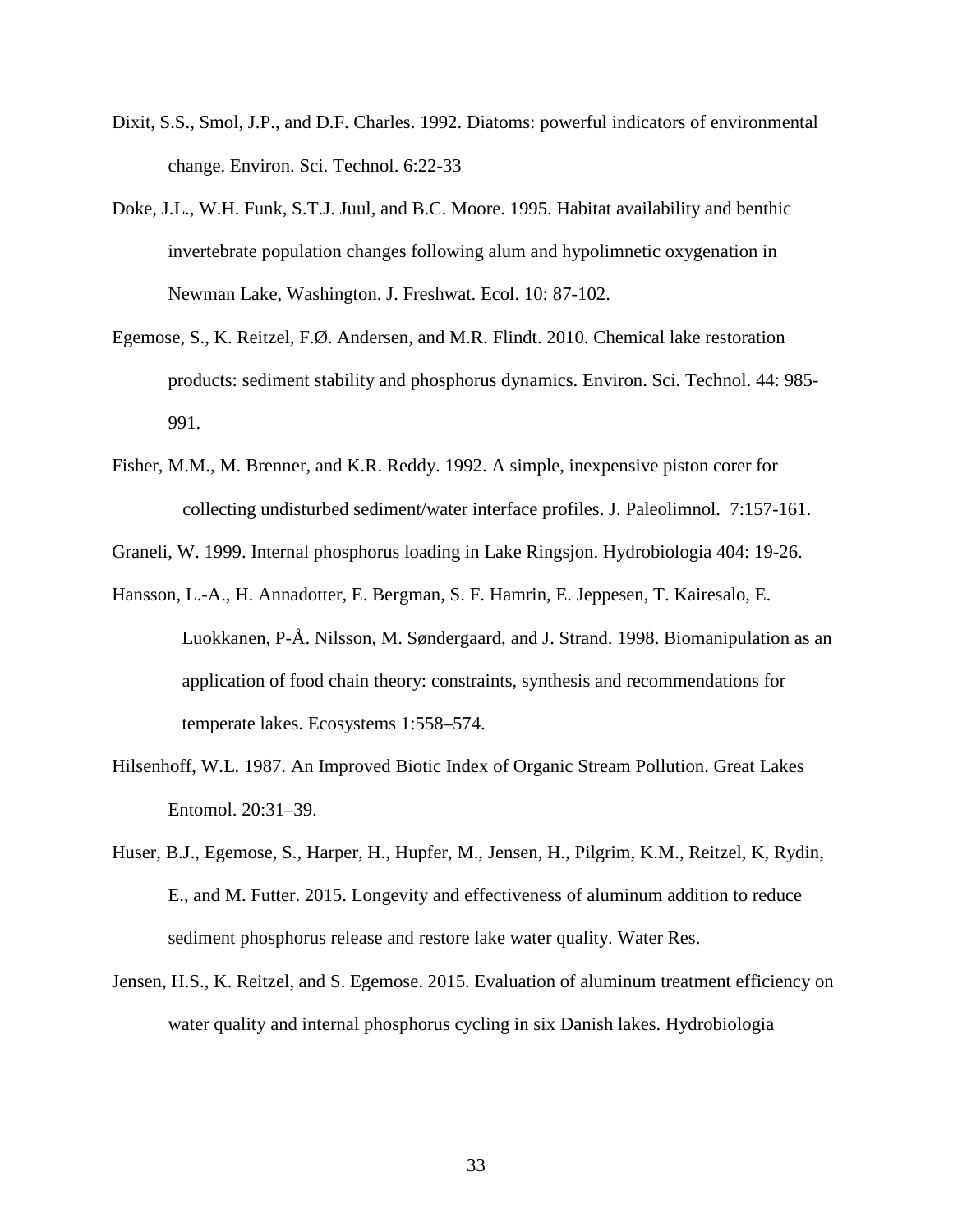Dixit, S.S., Smol, J.P., and D.F. Charles. 1992. Diatoms: powerful indicators of environmental change. Environ. Sci. Technol. 6:22-33

Doke, J.L., W.H. Funk, S.T.J. Juul, and B.C. Moore. 1995. Habitat availability and benthic invertebrate population changes following alum and hypolimnetic oxygenation in Newman Lake, Washington. J. Freshwat. Ecol. 10: 87-102.

Egemose, S., K. Reitzel, F.Ø. Andersen, and M.R. Flindt. 2010. Chemical lake restoration products: sediment stability and phosphorus dynamics. Environ. Sci. Technol. 44: 985-991.

Fisher, M.M., M. Brenner, and K.R. Reddy. 1992. A simple, inexpensive piston corer for collecting undisturbed sediment/water interface profiles. J. Paleolimnol. 7:157-161.

Graneli, W. 1999. Internal phosphorus loading in Lake Ringsjon. Hydrobiologia 404: 19-26.

Hansson, L.-A., H. Annadotter, E. Bergman, S. F. Hamrin, E. Jeppesen, T. Kairesalo, E. Luokkanen, P-Å. Nilsson, M. Søndergaard, and J. Strand. 1998. Biomanipulation as an application of food chain theory: constraints, synthesis and recommendations for temperate lakes. Ecosystems 1:558–574.

Hilsenhoff, W.L. 1987. An Improved Biotic Index of Organic Stream Pollution. Great Lakes Entomol. 20:31–39.

Huser, B.J., Egemose, S., Harper, H., Hupfer, M., Jensen, H., Pilgrim, K.M., Reitzel, K, Rydin, E., and M. Futter. 2015. Longevity and effectiveness of aluminum addition to reduce sediment phosphorus release and restore lake water quality. Water Res.

Jensen, H.S., K. Reitzel, and S. Egemose. 2015. Evaluation of aluminum treatment efficiency on water quality and internal phosphorus cycling in six Danish lakes. Hydrobiologia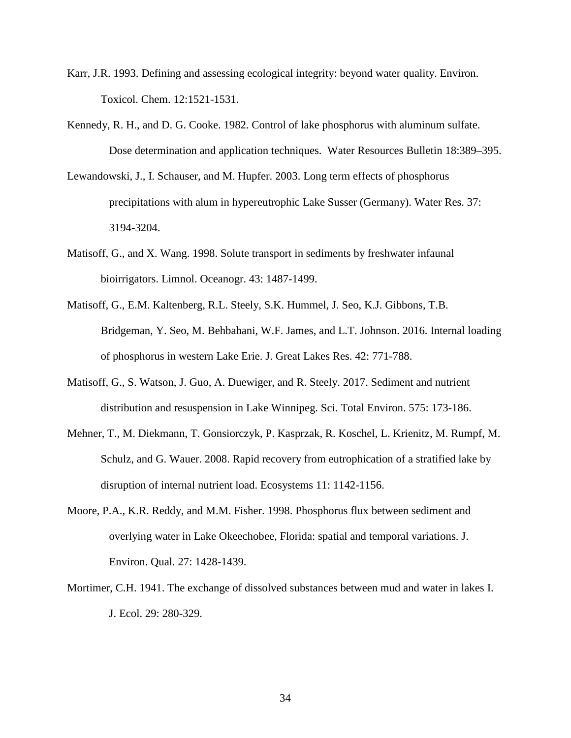Karr, J.R. 1993. Defining and assessing ecological integrity: beyond water quality. Environ. Toxicol. Chem. 12:1521-1531.

Kennedy, R. H., and D. G. Cooke. 1982. Control of lake phosphorus with aluminum sulfate. Dose determination and application techniques. Water Resources Bulletin 18:389–395.

Lewandowski, J., I. Schauser, and M. Hupfer. 2003. Long term effects of phosphorus precipitations with alum in hypereutrophic Lake Susser (Germany). Water Res. 37: 3194-3204.

Matisoff, G., and X. Wang. 1998. Solute transport in sediments by freshwater infaunal bioirrigators. Limnol. Oceanogr. 43: 1487-1499.

Matisoff, G., E.M. Kaltenberg, R.L. Steely, S.K. Hummel, J. Seo, K.J. Gibbons, T.B. Bridgeman, Y. Seo, M. Behbahani, W.F. James, and L.T. Johnson. 2016. Internal loading of phosphorus in western Lake Erie. J. Great Lakes Res. 42: 771-788.

Matisoff, G., S. Watson, J. Guo, A. Duewiger, and R. Steely. 2017. Sediment and nutrient distribution and resuspension in Lake Winnipeg. Sci. Total Environ. 575: 173-186.

Mehner, T., M. Diekmann, T. Gonsiorczyk, P. Kasprzak, R. Koschel, L. Krienitz, M. Rumpf, M. Schulz, and G. Wauer. 2008. Rapid recovery from eutrophication of a stratified lake by disruption of internal nutrient load. Ecosystems 11: 1142-1156.

Moore, P.A., K.R. Reddy, and M.M. Fisher. 1998. Phosphorus flux between sediment and overlying water in Lake Okeechobee, Florida: spatial and temporal variations. J. Environ. Qual. 27: 1428-1439.

Mortimer, C.H. 1941. The exchange of dissolved substances between mud and water in lakes I. J. Ecol. 29: 280-329.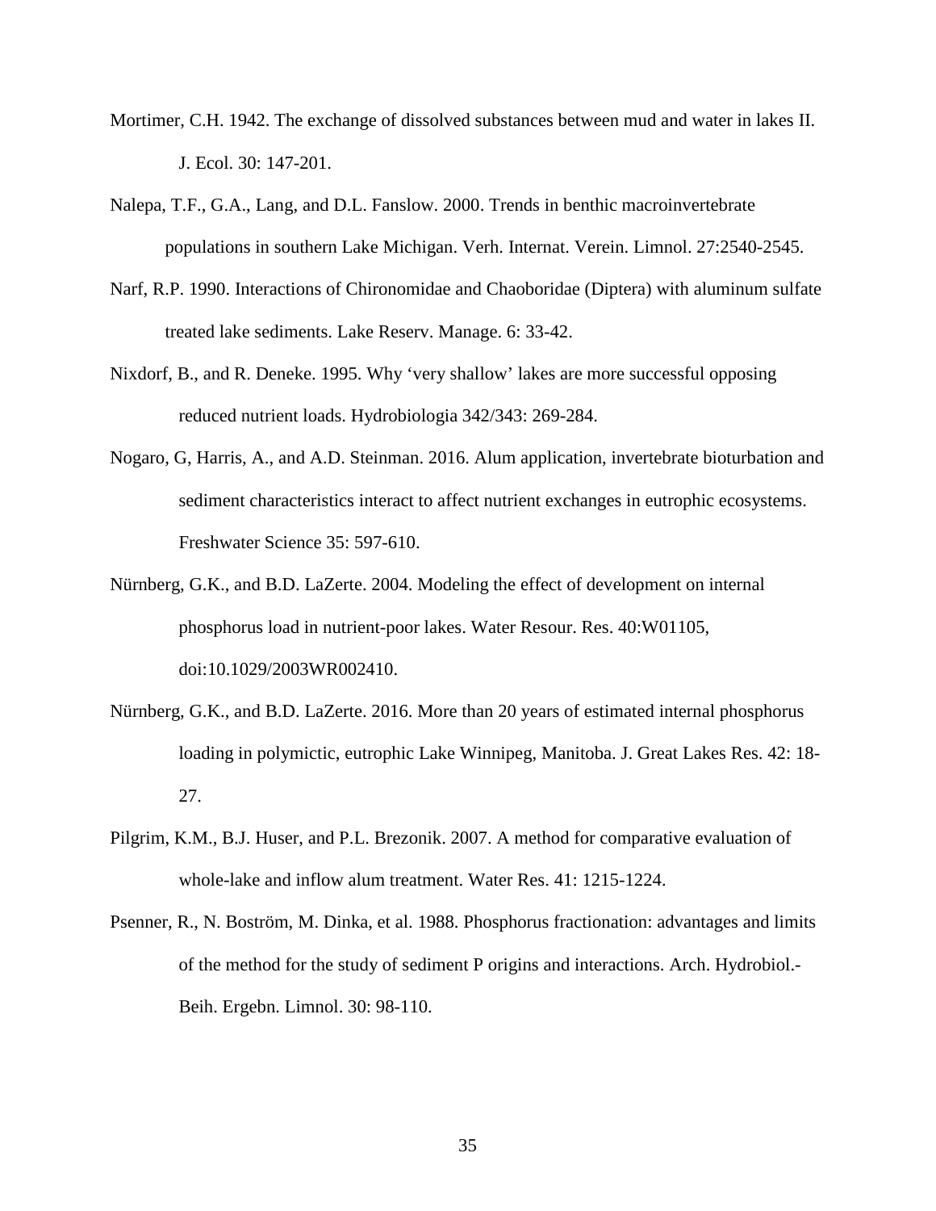Mortimer, C.H. 1942. The exchange of dissolved substances between mud and water in lakes II. J. Ecol. 30: 147-201.

Nalepa, T.F., G.A., Lang, and D.L. Fanslow. 2000. Trends in benthic macroinvertebrate populations in southern Lake Michigan. Verh. Internat. Verein. Limnol. 27:2540-2545.

Narf, R.P. 1990. Interactions of Chironomidae and Chaoboridae (Diptera) with aluminum sulfate treated lake sediments. Lake Reserv. Manage. 6: 33-42.

Nixdorf, B., and R. Deneke. 1995. Why 'very shallow' lakes are more successful opposing reduced nutrient loads. Hydrobiologia 342/343: 269-284.

Nogaro, G, Harris, A., and A.D. Steinman. 2016. Alum application, invertebrate bioturbation and sediment characteristics interact to affect nutrient exchanges in eutrophic ecosystems. Freshwater Science 35: 597-610.

Nürnberg, G.K., and B.D. LaZerte. 2004. Modeling the effect of development on internal phosphorus load in nutrient-poor lakes. Water Resour. Res. 40:W01105, doi:10.1029/2003WR002410.

Nürnberg, G.K., and B.D. LaZerte. 2016. More than 20 years of estimated internal phosphorus loading in polymictic, eutrophic Lake Winnipeg, Manitoba. J. Great Lakes Res. 42: 18-27.

Pilgrim, K.M., B.J. Huser, and P.L. Brezonik. 2007. A method for comparative evaluation of whole-lake and inflow alum treatment. Water Res. 41: 1215-1224.

Psenner, R., N. Boström, M. Dinka, et al. 1988. Phosphorus fractionation: advantages and limits of the method for the study of sediment P origins and interactions. Arch. Hydrobiol.-Beih. Ergebn. Limnol. 30: 98-110.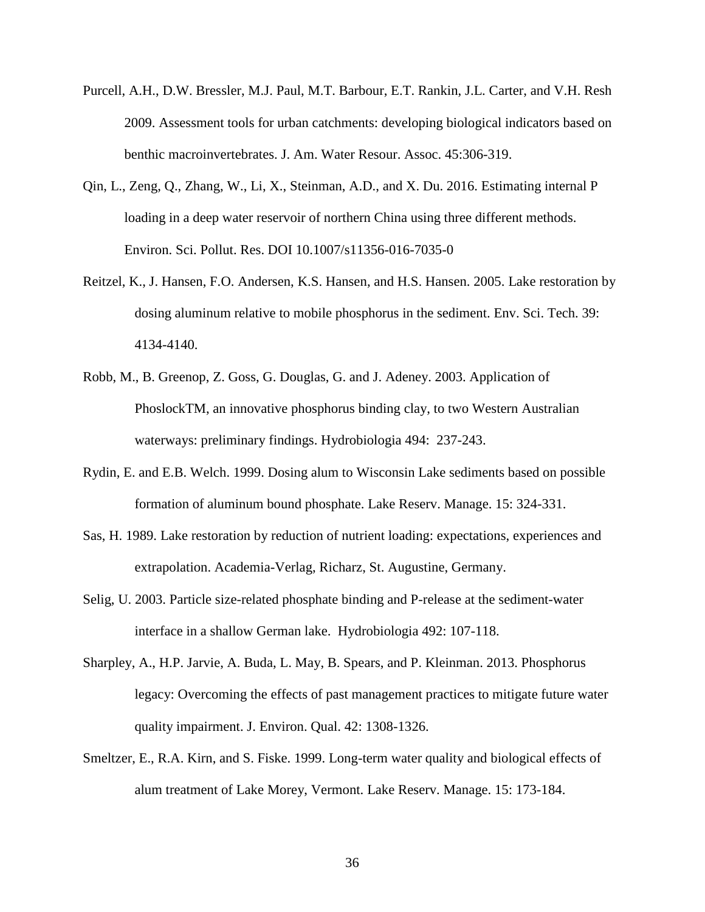Purcell, A.H., D.W. Bressler, M.J. Paul, M.T. Barbour, E.T. Rankin, J.L. Carter, and V.H. Resh 2009. Assessment tools for urban catchments: developing biological indicators based on benthic macroinvertebrates. J. Am. Water Resour. Assoc. 45:306-319.

Qin, L., Zeng, Q., Zhang, W., Li, X., Steinman, A.D., and X. Du. 2016. Estimating internal P loading in a deep water reservoir of northern China using three different methods. Environ. Sci. Pollut. Res. DOI 10.1007/s11356-016-7035-0

Reitzel, K., J. Hansen, F.O. Andersen, K.S. Hansen, and H.S. Hansen. 2005. Lake restoration by dosing aluminum relative to mobile phosphorus in the sediment. Env. Sci. Tech. 39: 4134-4140.

Robb, M., B. Greenop, Z. Goss, G. Douglas, G. and J. Adeney. 2003. Application of PhoslockTM, an innovative phosphorus binding clay, to two Western Australian waterways: preliminary findings. Hydrobiologia 494: 237-243.

Rydin, E. and E.B. Welch. 1999. Dosing alum to Wisconsin Lake sediments based on possible formation of aluminum bound phosphate. Lake Reserv. Manage. 15: 324-331.

Sas, H. 1989. Lake restoration by reduction of nutrient loading: expectations, experiences and extrapolation. Academia-Verlag, Richarz, St. Augustine, Germany.

Selig, U. 2003. Particle size-related phosphate binding and P-release at the sediment-water interface in a shallow German lake. Hydrobiologia 492: 107-118.

Sharpley, A., H.P. Jarvie, A. Buda, L. May, B. Spears, and P. Kleinman. 2013. Phosphorus legacy: Overcoming the effects of past management practices to mitigate future water quality impairment. J. Environ. Qual. 42: 1308-1326.

Smeltzer, E., R.A. Kirn, and S. Fiske. 1999. Long-term water quality and biological effects of alum treatment of Lake Morey, Vermont. Lake Reserv. Manage. 15: 173-184.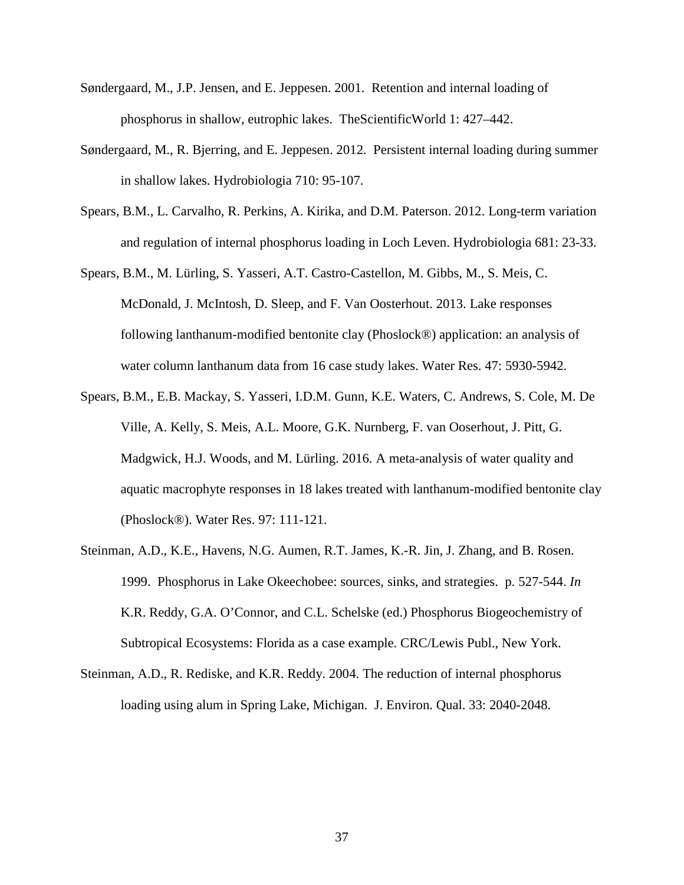Søndergaard, M., J.P. Jensen, and E. Jeppesen. 2001. Retention and internal loading of phosphorus in shallow, eutrophic lakes. TheScientificWorld 1: 427–442.

Søndergaard, M., R. Bjerring, and E. Jeppesen. 2012. Persistent internal loading during summer in shallow lakes. Hydrobiologia 710: 95-107.

Spears, B.M., L. Carvalho, R. Perkins, A. Kirika, and D.M. Paterson. 2012. Long-term variation and regulation of internal phosphorus loading in Loch Leven. Hydrobiologia 681: 23-33.

Spears, B.M., M. Lürling, S. Yasseri, A.T. Castro-Castellon, M. Gibbs, M., S. Meis, C. McDonald, J. McIntosh, D. Sleep, and F. Van Oosterhout. 2013. Lake responses following lanthanum-modified bentonite clay (Phoslock®) application: an analysis of water column lanthanum data from 16 case study lakes. Water Res. 47: 5930-5942.

Spears, B.M., E.B. Mackay, S. Yasseri, I.D.M. Gunn, K.E. Waters, C. Andrews, S. Cole, M. De Ville, A. Kelly, S. Meis, A.L. Moore, G.K. Nurnberg, F. van Ooserhout, J. Pitt, G. Madgwick, H.J. Woods, and M. Lürling. 2016. A meta-analysis of water quality and aquatic macrophyte responses in 18 lakes treated with lanthanum-modified bentonite clay (Phoslock®). Water Res. 97: 111-121.

Steinman, A.D., K.E., Havens, N.G. Aumen, R.T. James, K.-R. Jin, J. Zhang, and B. Rosen. 1999. Phosphorus in Lake Okeechobee: sources, sinks, and strategies. p. 527-544. *In* K.R. Reddy, G.A. O'Connor, and C.L. Schelske (ed.) Phosphorus Biogeochemistry of Subtropical Ecosystems: Florida as a case example. CRC/Lewis Publ., New York.

Steinman, A.D., R. Rediske, and K.R. Reddy. 2004. The reduction of internal phosphorus loading using alum in Spring Lake, Michigan. J. Environ. Qual. 33: 2040-2048.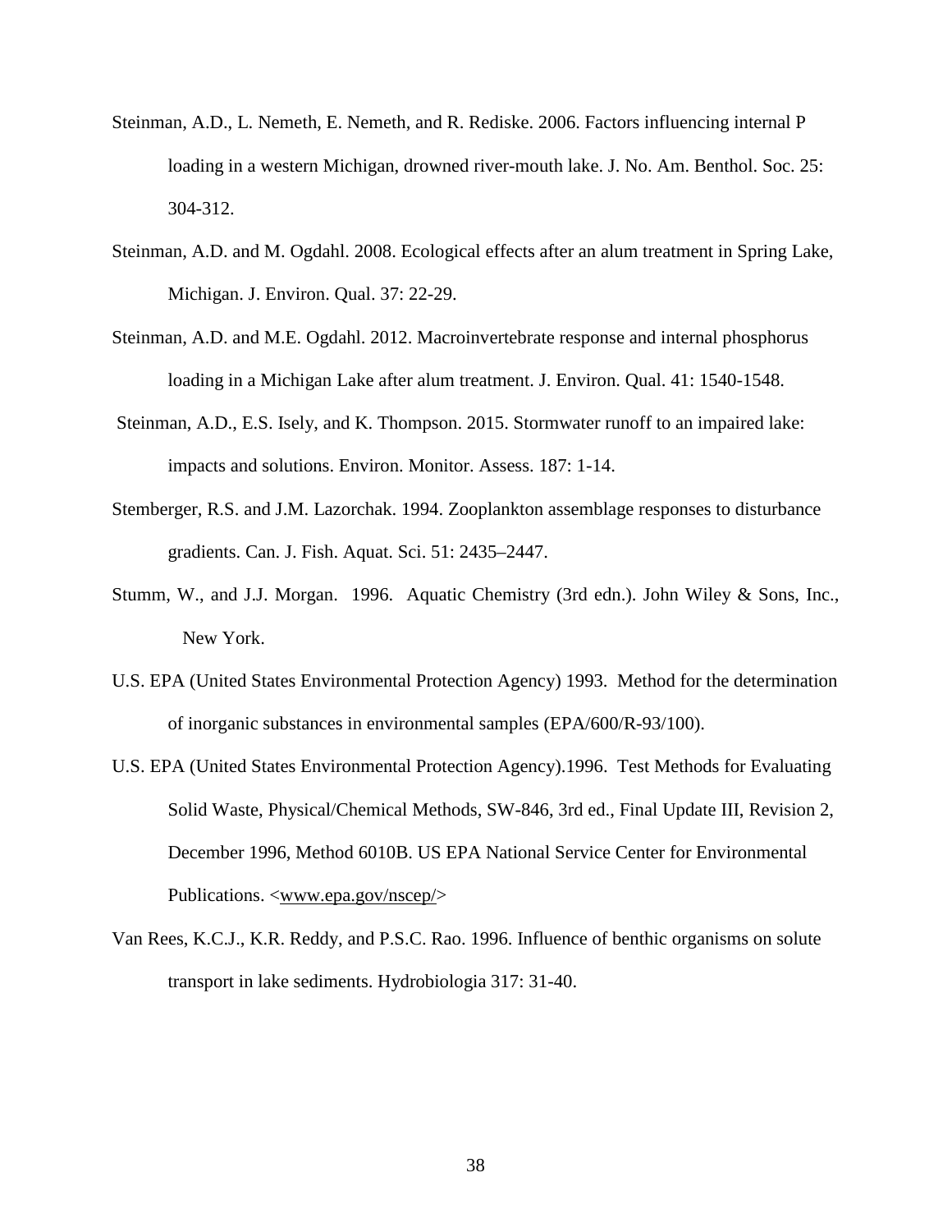Steinman, A.D., L. Nemeth, E. Nemeth, and R. Rediske. 2006. Factors influencing internal P loading in a western Michigan, drowned river-mouth lake. J. No. Am. Benthol. Soc. 25: 304-312.

Steinman, A.D. and M. Ogdahl. 2008. Ecological effects after an alum treatment in Spring Lake, Michigan. J. Environ. Qual. 37: 22-29.

Steinman, A.D. and M.E. Ogdahl. 2012. Macroinvertebrate response and internal phosphorus loading in a Michigan Lake after alum treatment. J. Environ. Qual. 41: 1540-1548.

Steinman, A.D., E.S. Isely, and K. Thompson. 2015. Stormwater runoff to an impaired lake: impacts and solutions. Environ. Monitor. Assess. 187: 1-14.

Stemberger, R.S. and J.M. Lazorchak. 1994. Zooplankton assemblage responses to disturbance gradients. Can. J. Fish. Aquat. Sci. 51: 2435–2447.

Stumm, W., and J.J. Morgan. 1996. Aquatic Chemistry (3rd edn.). John Wiley & Sons, Inc., New York.

U.S. EPA (United States Environmental Protection Agency) 1993. Method for the determination of inorganic substances in environmental samples (EPA/600/R-93/100).

U.S. EPA (United States Environmental Protection Agency).1996. Test Methods for Evaluating Solid Waste, Physical/Chemical Methods, SW-846, 3rd ed., Final Update III, Revision 2, December 1996, Method 6010B. US EPA National Service Center for Environmental Publications. <www.epa.gov/nscep/>

Van Rees, K.C.J., K.R. Reddy, and P.S.C. Rao. 1996. Influence of benthic organisms on solute transport in lake sediments. Hydrobiologia 317: 31-40.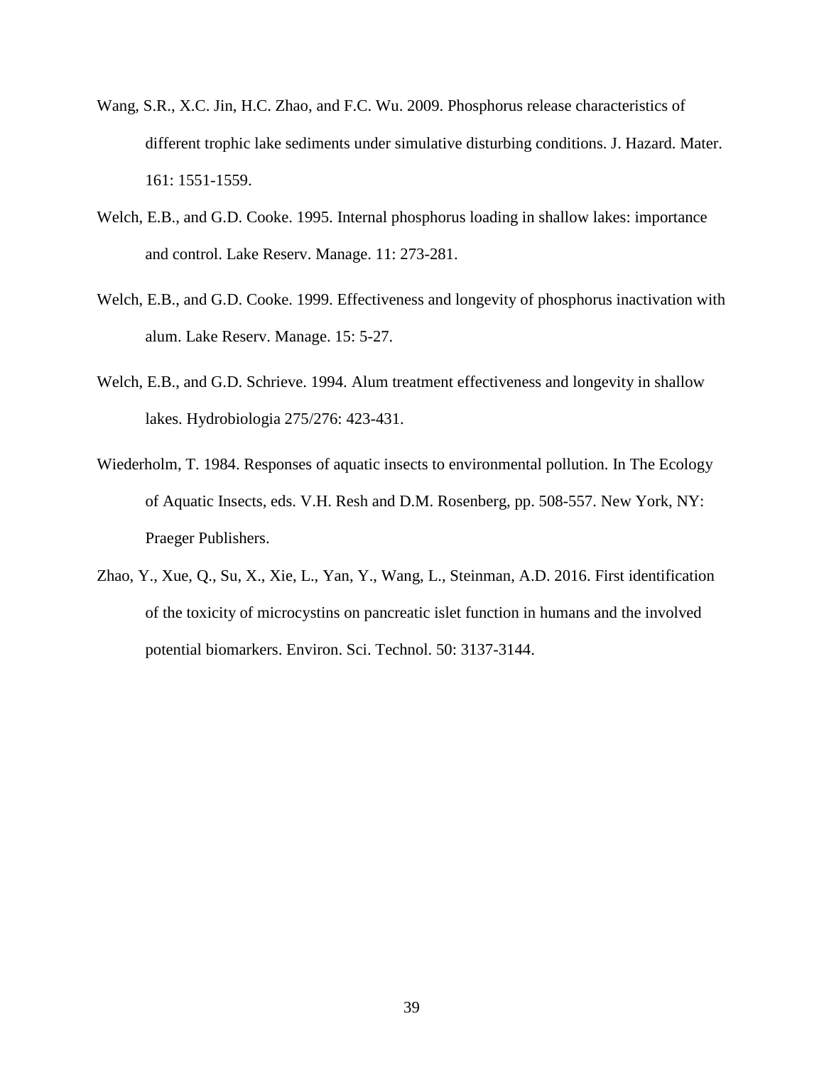Wang, S.R., X.C. Jin, H.C. Zhao, and F.C. Wu. 2009. Phosphorus release characteristics of different trophic lake sediments under simulative disturbing conditions. J. Hazard. Mater. 161: 1551-1559.

Welch, E.B., and G.D. Cooke. 1995. Internal phosphorus loading in shallow lakes: importance and control. Lake Reserv. Manage. 11: 273-281.

Welch, E.B., and G.D. Cooke. 1999. Effectiveness and longevity of phosphorus inactivation with alum. Lake Reserv. Manage. 15: 5-27.

Welch, E.B., and G.D. Schrieve. 1994. Alum treatment effectiveness and longevity in shallow lakes. Hydrobiologia 275/276: 423-431.

Wiederholm, T. 1984. Responses of aquatic insects to environmental pollution. In The Ecology of Aquatic Insects, eds. V.H. Resh and D.M. Rosenberg, pp. 508-557. New York, NY: Praeger Publishers.

Zhao, Y., Xue, Q., Su, X., Xie, L., Yan, Y., Wang, L., Steinman, A.D. 2016. First identification of the toxicity of microcystins on pancreatic islet function in humans and the involved potential biomarkers. Environ. Sci. Technol. 50: 3137-3144.